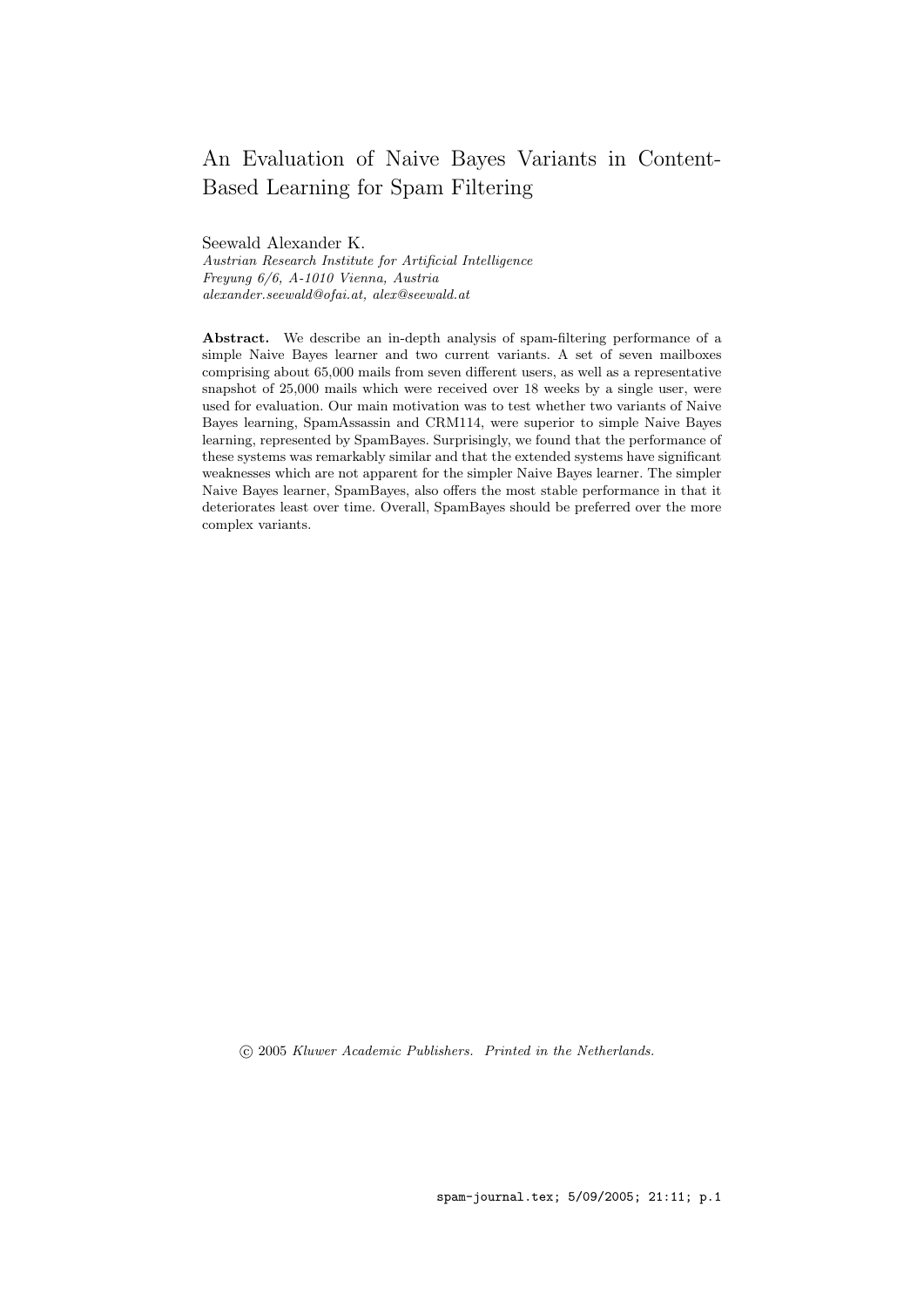# An Evaluation of Naive Bayes Variants in Content-Based Learning for Spam Filtering

Seewald Alexander K.
*Austrian Research Institute for Artificial Intelligence*
*Freyung 6/6, A-1010 Vienna, Austria*
*alexander.seewald@ofai.at, alex@seewald.at*

**Abstract.** We describe an in-depth analysis of spam-filtering performance of a simple Naive Bayes learner and two current variants. A set of seven mailboxes comprising about 65,000 mails from seven different users, as well as a representative snapshot of 25,000 mails which were received over 18 weeks by a single user, were used for evaluation. Our main motivation was to test whether two variants of Naive Bayes learning, SpamAssassin and CRM114, were superior to simple Naive Bayes learning, represented by SpamBayes. Surprisingly, we found that the performance of these systems was remarkably similar and that the extended systems have significant weaknesses which are not apparent for the simpler Naive Bayes learner. The simpler Naive Bayes learner, SpamBayes, also offers the most stable performance in that it deteriorates least over time. Overall, SpamBayes should be preferred over the more complex variants.

© 2005 *Kluwer Academic Publishers. Printed in the Netherlands.*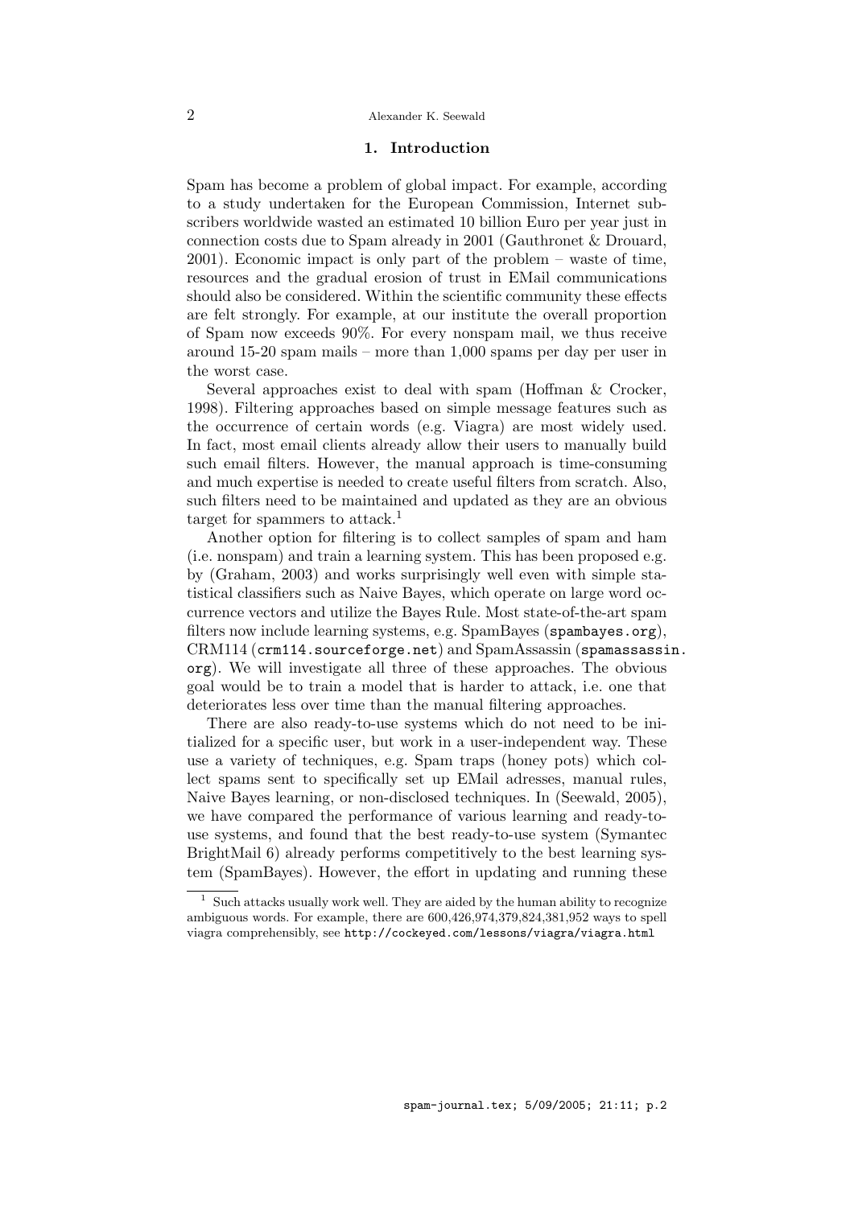## 1. Introduction

Spam has become a problem of global impact. For example, according to a study undertaken for the European Commission, Internet subscribers worldwide wasted an estimated 10 billion Euro per year just in connection costs due to Spam already in 2001 (Gauthronet & Drouard, 2001). Economic impact is only part of the problem – waste of time, resources and the gradual erosion of trust in EMail communications should also be considered. Within the scientific community these effects are felt strongly. For example, at our institute the overall proportion of Spam now exceeds 90%. For every nonspam mail, we thus receive around 15-20 spam mails – more than 1,000 spams per day per user in the worst case.

Several approaches exist to deal with spam (Hoffman & Crocker, 1998). Filtering approaches based on simple message features such as the occurrence of certain words (e.g. Viagra) are most widely used. In fact, most email clients already allow their users to manually build such email filters. However, the manual approach is time-consuming and much expertise is needed to create useful filters from scratch. Also, such filters need to be maintained and updated as they are an obvious target for spammers to attack.[1]

Another option for filtering is to collect samples of spam and ham (i.e. nonspam) and train a learning system. This has been proposed e.g. by (Graham, 2003) and works surprisingly well even with simple statistical classifiers such as Naive Bayes, which operate on large word occurrence vectors and utilize the Bayes Rule. Most state-of-the-art spam filters now include learning systems, e.g. SpamBayes (`spambayes.org`), CRM114 (`crm114.sourceforge.net`) and SpamAssassin (`spamassassin.org`). We will investigate all three of these approaches. The obvious goal would be to train a model that is harder to attack, i.e. one that deteriorates less over time than the manual filtering approaches.

There are also ready-to-use systems which do not need to be initialized for a specific user, but work in a user-independent way. These use a variety of techniques, e.g. Spam traps (honey pots) which collect spams sent to specifically set up EMail adresses, manual rules, Naive Bayes learning, or non-disclosed techniques. In (Seewald, 2005), we have compared the performance of various learning and ready-to-use systems, and found that the best ready-to-use system (Symantec BrightMail 6) already performs competitively to the best learning system (SpamBayes). However, the effort in updating and running these

[1] Such attacks usually work well. They are aided by the human ability to recognize ambiguous words. For example, there are 600,426,974,379,824,381,952 ways to spell viagra comprehensibly, see `http://cockeyed.com/lessons/viagra/viagra.html`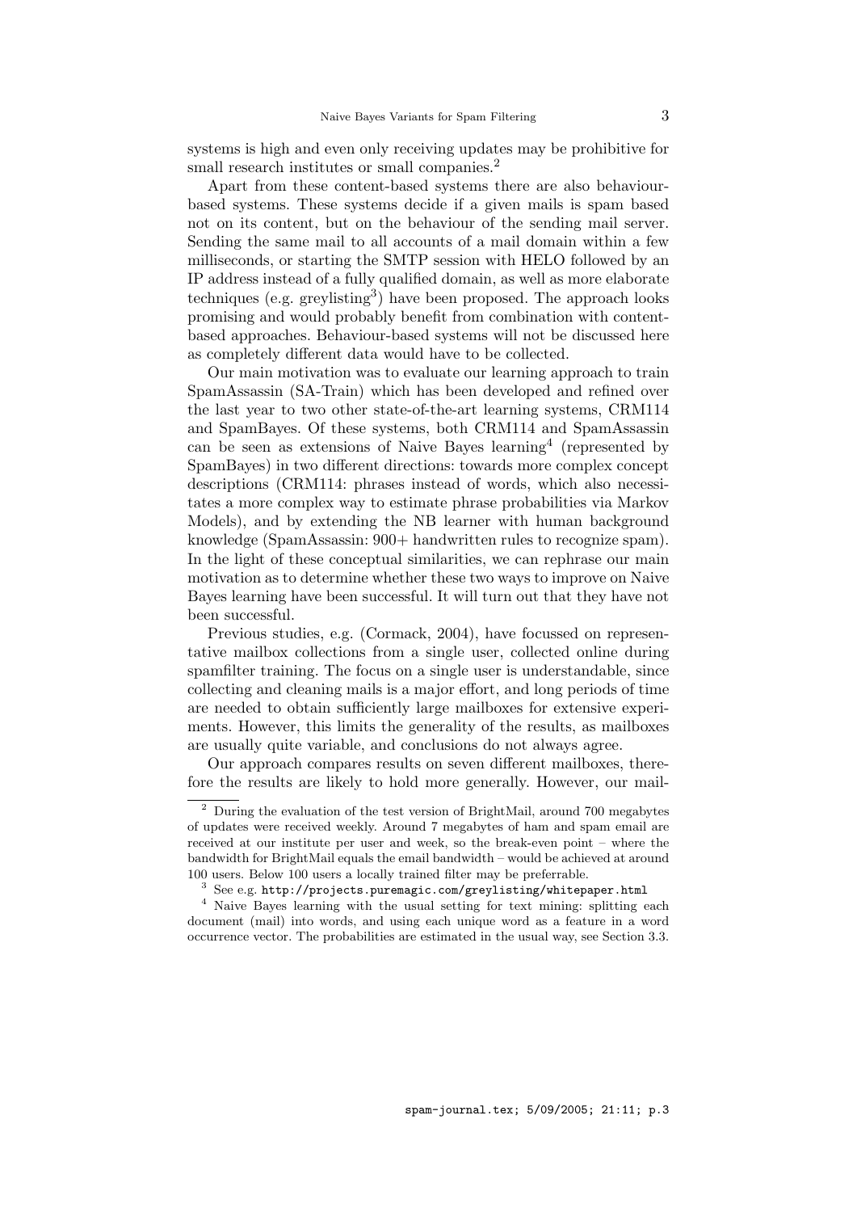systems is high and even only receiving updates may be prohibitive for small research institutes or small companies.[2]

Apart from these content-based systems there are also behaviour-based systems. These systems decide if a given mails is spam based not on its content, but on the behaviour of the sending mail server. Sending the same mail to all accounts of a mail domain within a few milliseconds, or starting the SMTP session with HELO followed by an IP address instead of a fully qualified domain, as well as more elaborate techniques (e.g. greylisting[3]) have been proposed. The approach looks promising and would probably benefit from combination with content-based approaches. Behaviour-based systems will not be discussed here as completely different data would have to be collected.

Our main motivation was to evaluate our learning approach to train SpamAssassin (SA-Train) which has been developed and refined over the last year to two other state-of-the-art learning systems, CRM114 and SpamBayes. Of these systems, both CRM114 and SpamAssassin can be seen as extensions of Naive Bayes learning[4] (represented by SpamBayes) in two different directions: towards more complex concept descriptions (CRM114: phrases instead of words, which also necessitates a more complex way to estimate phrase probabilities via Markov Models), and by extending the NB learner with human background knowledge (SpamAssassin: 900+ handwritten rules to recognize spam). In the light of these conceptual similarities, we can rephrase our main motivation as to determine whether these two ways to improve on Naive Bayes learning have been successful. It will turn out that they have not been successful.

Previous studies, e.g. (Cormack, 2004), have focussed on representative mailbox collections from a single user, collected online during spamfilter training. The focus on a single user is understandable, since collecting and cleaning mails is a major effort, and long periods of time are needed to obtain sufficiently large mailboxes for extensive experiments. However, this limits the generality of the results, as mailboxes are usually quite variable, and conclusions do not always agree.

Our approach compares results on seven different mailboxes, therefore the results are likely to hold more generally. However, our mail-

---

[2] During the evaluation of the test version of BrightMail, around 700 megabytes of updates were received weekly. Around 7 megabytes of ham and spam email are received at our institute per user and week, so the break-even point – where the bandwidth for BrightMail equals the email bandwidth – would be achieved at around 100 users. Below 100 users a locally trained filter may be preferrable.

[3] See e.g. `http://projects.puremagic.com/greylisting/whitepaper.html`

[4] Naive Bayes learning with the usual setting for text mining: splitting each document (mail) into words, and using each unique word as a feature in a word occurrence vector. The probabilities are estimated in the usual way, see Section 3.3.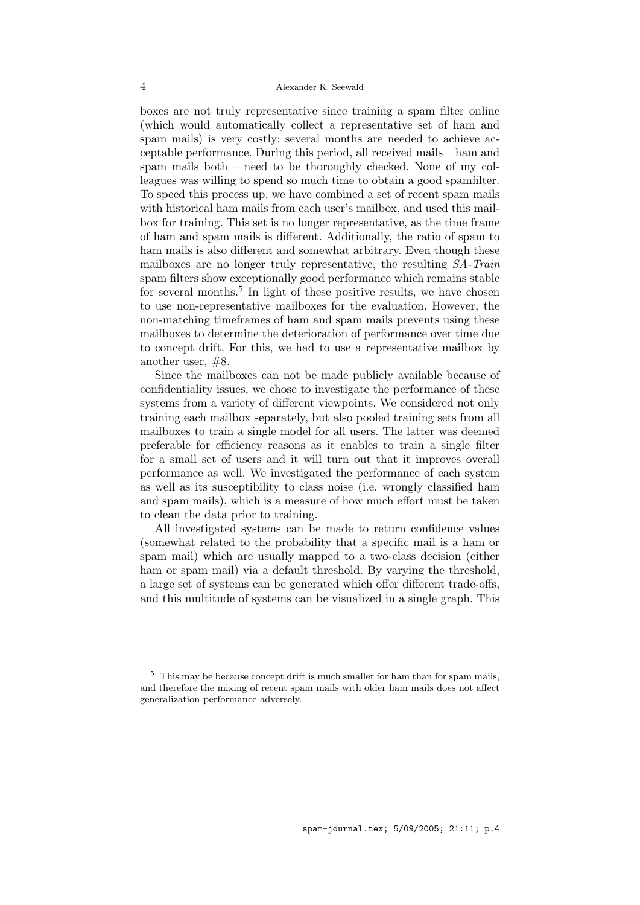boxes are not truly representative since training a spam filter online (which would automatically collect a representative set of ham and spam mails) is very costly: several months are needed to achieve acceptable performance. During this period, all received mails – ham and spam mails both – need to be thoroughly checked. None of my colleagues was willing to spend so much time to obtain a good spamfilter. To speed this process up, we have combined a set of recent spam mails with historical ham mails from each user's mailbox, and used this mailbox for training. This set is no longer representative, as the time frame of ham and spam mails is different. Additionally, the ratio of spam to ham mails is also different and somewhat arbitrary. Even though these mailboxes are no longer truly representative, the resulting *SA-Train* spam filters show exceptionally good performance which remains stable for several months.[5] In light of these positive results, we have chosen to use non-representative mailboxes for the evaluation. However, the non-matching timeframes of ham and spam mails prevents using these mailboxes to determine the deterioration of performance over time due to concept drift. For this, we had to use a representative mailbox by another user, #8.

Since the mailboxes can not be made publicly available because of confidentiality issues, we chose to investigate the performance of these systems from a variety of different viewpoints. We considered not only training each mailbox separately, but also pooled training sets from all mailboxes to train a single model for all users. The latter was deemed preferable for efficiency reasons as it enables to train a single filter for a small set of users and it will turn out that it improves overall performance as well. We investigated the performance of each system as well as its susceptibility to class noise (i.e. wrongly classified ham and spam mails), which is a measure of how much effort must be taken to clean the data prior to training.

All investigated systems can be made to return confidence values (somewhat related to the probability that a specific mail is a ham or spam mail) which are usually mapped to a two-class decision (either ham or spam mail) via a default threshold. By varying the threshold, a large set of systems can be generated which offer different trade-offs, and this multitude of systems can be visualized in a single graph. This

[5] This may be because concept drift is much smaller for ham than for spam mails, and therefore the mixing of recent spam mails with older ham mails does not affect generalization performance adversely.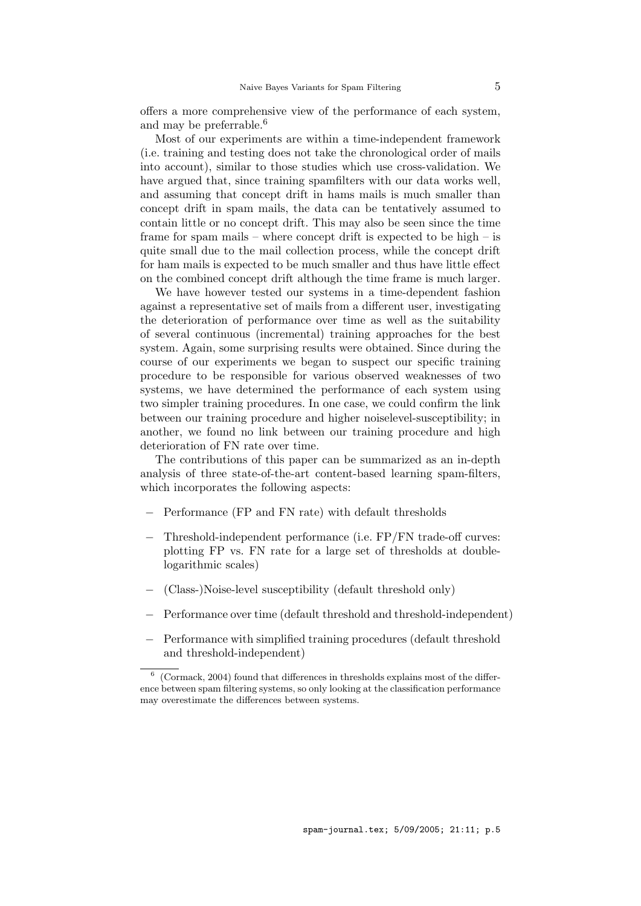offers a more comprehensive view of the performance of each system, and may be preferrable.[6]

Most of our experiments are within a time-independent framework (i.e. training and testing does not take the chronological order of mails into account), similar to those studies which use cross-validation. We have argued that, since training spamfilters with our data works well, and assuming that concept drift in hams mails is much smaller than concept drift in spam mails, the data can be tentatively assumed to contain little or no concept drift. This may also be seen since the time frame for spam mails – where concept drift is expected to be high – is quite small due to the mail collection process, while the concept drift for ham mails is expected to be much smaller and thus have little effect on the combined concept drift although the time frame is much larger.

We have however tested our systems in a time-dependent fashion against a representative set of mails from a different user, investigating the deterioration of performance over time as well as the suitability of several continuous (incremental) training approaches for the best system. Again, some surprising results were obtained. Since during the course of our experiments we began to suspect our specific training procedure to be responsible for various observed weaknesses of two systems, we have determined the performance of each system using two simpler training procedures. In one case, we could confirm the link between our training procedure and higher noiselevel-susceptibility; in another, we found no link between our training procedure and high deterioration of FN rate over time.

The contributions of this paper can be summarized as an in-depth analysis of three state-of-the-art content-based learning spam-filters, which incorporates the following aspects:

- Performance (FP and FN rate) with default thresholds
- Threshold-independent performance (i.e. FP/FN trade-off curves: plotting FP vs. FN rate for a large set of thresholds at double-logarithmic scales)
- (Class-)Noise-level susceptibility (default threshold only)
- Performance over time (default threshold and threshold-independent)
- Performance with simplified training procedures (default threshold and threshold-independent)

[6] (Cormack, 2004) found that differences in thresholds explains most of the difference between spam filtering systems, so only looking at the classification performance may overestimate the differences between systems.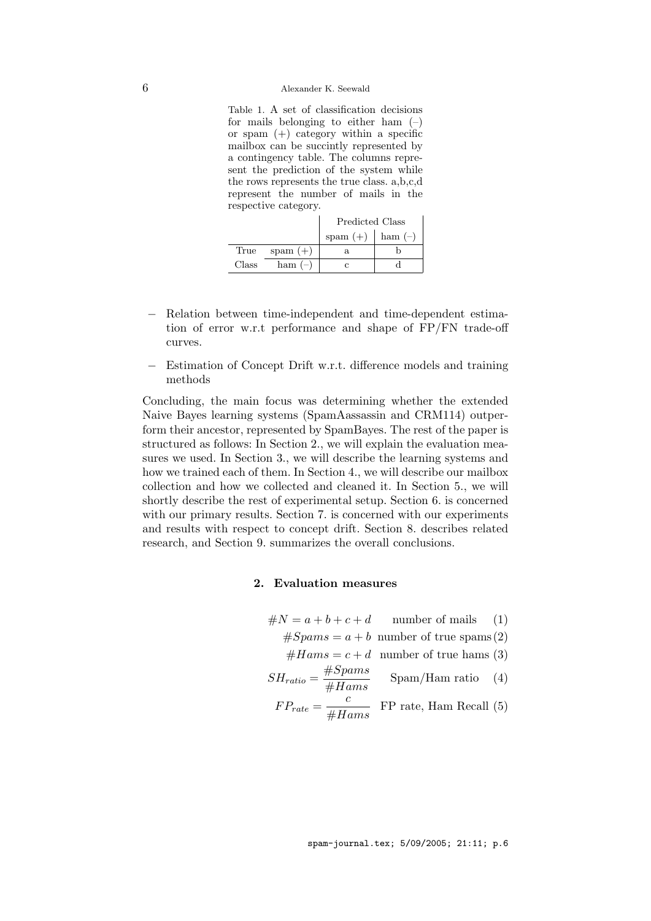Table 1. A set of classification decisions for mails belonging to either ham (–) or spam (+) category within a specific mailbox can be succintly represented by a contingency table. The columns represent the prediction of the system while the rows represents the true class. a,b,c,d represent the number of mails in the respective category.

| | | Predicted Class | |
|---|---|---|---|
| | | spam (+) | ham (–) |
| True | spam (+) | a | b |
| Class | ham (–) | c | d |

- Relation between time-independent and time-dependent estimation of error w.r.t performance and shape of FP/FN trade-off curves.
- Estimation of Concept Drift w.r.t. difference models and training methods

Concluding, the main focus was determining whether the extended Naive Bayes learning systems (SpamAassassin and CRM114) outperform their ancestor, represented by SpamBayes. The rest of the paper is structured as follows: In Section 2., we will explain the evaluation measures we used. In Section 3., we will describe the learning systems and how we trained each of them. In Section 4., we will describe our mailbox collection and how we collected and cleaned it. In Section 5., we will shortly describe the rest of experimental setup. Section 6. is concerned with our primary results. Section 7. is concerned with our experiments and results with respect to concept drift. Section 8. describes related research, and Section 9. summarizes the overall conclusions.

## 2. Evaluation measures

$$\#N = a + b + c + d \quad \text{number of mails} \quad (1)$$

$$\#Spams = a + b \quad \text{number of true spams} \quad (2)$$

$$\#Hams = c + d \quad \text{number of true hams} \quad (3)$$

$$SH_{ratio} = \frac{\#Spams}{\#Hams} \quad \text{Spam/Ham ratio} \quad (4)$$

$$FP_{rate} = \frac{c}{\#Hams} \quad \text{FP rate, Ham Recall} \quad (5)$$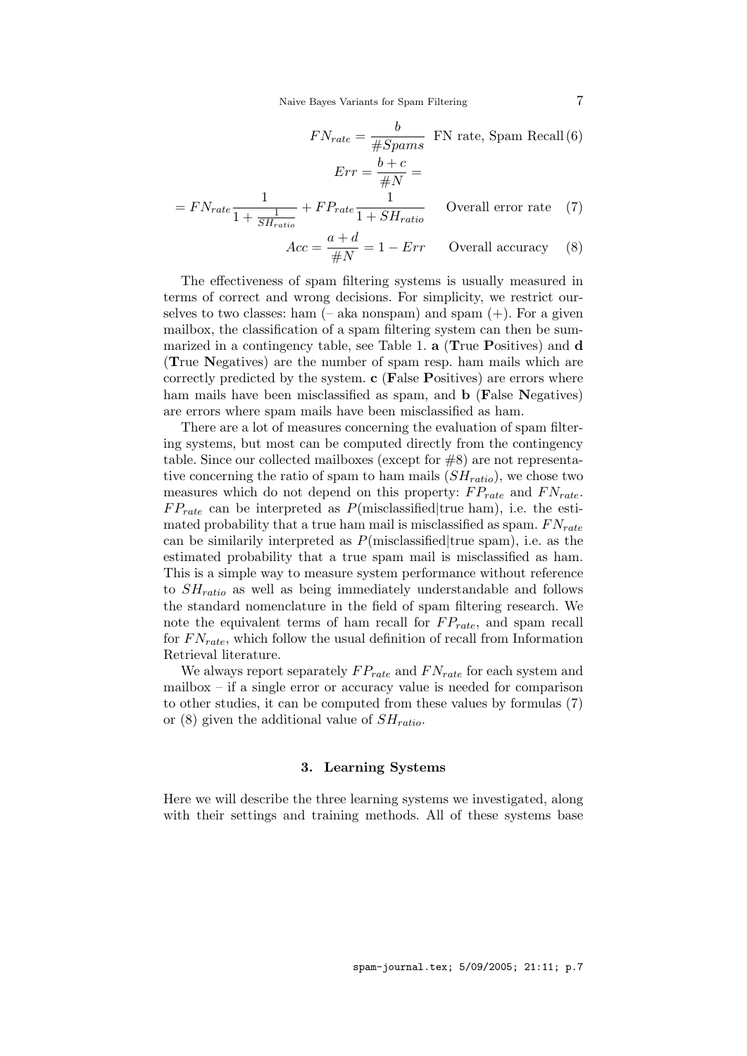$$FN_{rate} = \frac{b}{\#Spams} \quad \text{FN rate, Spam Recall} \tag{6}$$

$$Err = \frac{b+c}{\#N} =$$

$$= FN_{rate}\frac{1}{1+\frac{1}{SH_{ratio}}} + FP_{rate}\frac{1}{1+SH_{ratio}} \quad \text{Overall error rate} \tag{7}$$

$$Acc = \frac{a+d}{\#N} = 1 - Err \quad \text{Overall accuracy} \tag{8}$$

The effectiveness of spam filtering systems is usually measured in terms of correct and wrong decisions. For simplicity, we restrict ourselves to two classes: ham (– aka nonspam) and spam (+). For a given mailbox, the classification of a spam filtering system can then be summarized in a contingency table, see Table 1. **a** (**T**rue **P**ositives) and **d** (**T**rue **N**egatives) are the number of spam resp. ham mails which are correctly predicted by the system. **c** (**F**alse **P**ositives) are errors where ham mails have been misclassified as spam, and **b** (**F**alse **N**egatives) are errors where spam mails have been misclassified as ham.

There are a lot of measures concerning the evaluation of spam filtering systems, but most can be computed directly from the contingency table. Since our collected mailboxes (except for #8) are not representative concerning the ratio of spam to ham mails ($SH_{ratio}$), we chose two measures which do not depend on this property: $FP_{rate}$ and $FN_{rate}$. $FP_{rate}$ can be interpreted as $P(\text{misclassified}|\text{true ham})$, i.e. the estimated probability that a true ham mail is misclassified as spam. $FN_{rate}$ can be similarily interpreted as $P(\text{misclassified}|\text{true spam})$, i.e. as the estimated probability that a true spam mail is misclassified as ham. This is a simple way to measure system performance without reference to $SH_{ratio}$ as well as being immediately understandable and follows the standard nomenclature in the field of spam filtering research. We note the equivalent terms of ham recall for $FP_{rate}$, and spam recall for $FN_{rate}$, which follow the usual definition of recall from Information Retrieval literature.

We always report separately $FP_{rate}$ and $FN_{rate}$ for each system and mailbox – if a single error or accuracy value is needed for comparison to other studies, it can be computed from these values by formulas (7) or (8) given the additional value of $SH_{ratio}$.

## 3. Learning Systems

Here we will describe the three learning systems we investigated, along with their settings and training methods. All of these systems base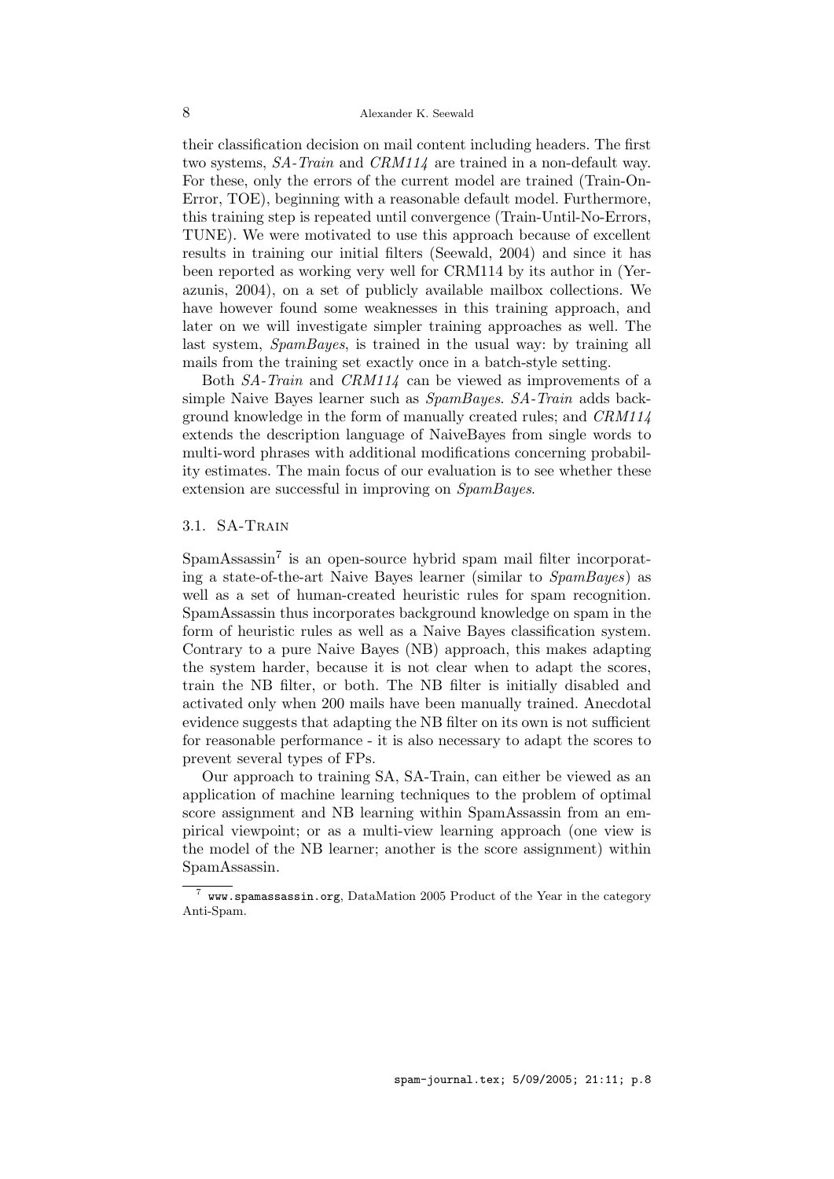their classification decision on mail content including headers. The first two systems, *SA-Train* and *CRM114* are trained in a non-default way. For these, only the errors of the current model are trained (Train-On-Error, TOE), beginning with a reasonable default model. Furthermore, this training step is repeated until convergence (Train-Until-No-Errors, TUNE). We were motivated to use this approach because of excellent results in training our initial filters (Seewald, 2004) and since it has been reported as working very well for CRM114 by its author in (Yerazunis, 2004), on a set of publicly available mailbox collections. We have however found some weaknesses in this training approach, and later on we will investigate simpler training approaches as well. The last system, *SpamBayes*, is trained in the usual way: by training all mails from the training set exactly once in a batch-style setting.

Both *SA-Train* and *CRM114* can be viewed as improvements of a simple Naive Bayes learner such as *SpamBayes*. *SA-Train* adds background knowledge in the form of manually created rules; and *CRM114* extends the description language of NaiveBayes from single words to multi-word phrases with additional modifications concerning probability estimates. The main focus of our evaluation is to see whether these extension are successful in improving on *SpamBayes*.

### 3.1. SA-Train

SpamAssassin[7] is an open-source hybrid spam mail filter incorporating a state-of-the-art Naive Bayes learner (similar to *SpamBayes*) as well as a set of human-created heuristic rules for spam recognition. SpamAssassin thus incorporates background knowledge on spam in the form of heuristic rules as well as a Naive Bayes classification system. Contrary to a pure Naive Bayes (NB) approach, this makes adapting the system harder, because it is not clear when to adapt the scores, train the NB filter, or both. The NB filter is initially disabled and activated only when 200 mails have been manually trained. Anecdotal evidence suggests that adapting the NB filter on its own is not sufficient for reasonable performance - it is also necessary to adapt the scores to prevent several types of FPs.

Our approach to training SA, SA-Train, can either be viewed as an application of machine learning techniques to the problem of optimal score assignment and NB learning within SpamAssassin from an empirical viewpoint; or as a multi-view learning approach (one view is the model of the NB learner; another is the score assignment) within SpamAssassin.

[7] `www.spamassassin.org`, DataMation 2005 Product of the Year in the category Anti-Spam.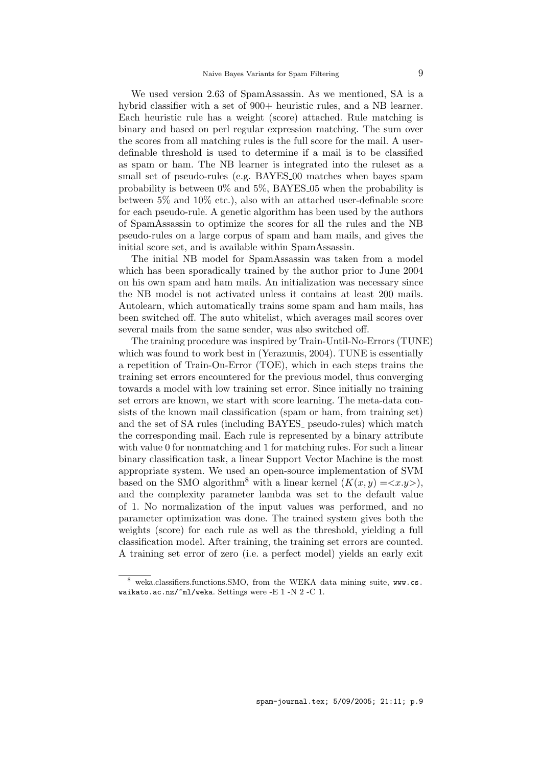We used version 2.63 of SpamAssassin. As we mentioned, SA is a hybrid classifier with a set of 900+ heuristic rules, and a NB learner. Each heuristic rule has a weight (score) attached. Rule matching is binary and based on perl regular expression matching. The sum over the scores from all matching rules is the full score for the mail. A user-definable threshold is used to determine if a mail is to be classified as spam or ham. The NB learner is integrated into the ruleset as a small set of pseudo-rules (e.g. BAYES_00 matches when bayes spam probability is between 0% and 5%, BAYES_05 when the probability is between 5% and 10% etc.), also with an attached user-definable score for each pseudo-rule. A genetic algorithm has been used by the authors of SpamAssassin to optimize the scores for all the rules and the NB pseudo-rules on a large corpus of spam and ham mails, and gives the initial score set, and is available within SpamAssassin.

The initial NB model for SpamAssassin was taken from a model which has been sporadically trained by the author prior to June 2004 on his own spam and ham mails. An initialization was necessary since the NB model is not activated unless it contains at least 200 mails. Autolearn, which automatically trains some spam and ham mails, has been switched off. The auto whitelist, which averages mail scores over several mails from the same sender, was also switched off.

The training procedure was inspired by Train-Until-No-Errors (TUNE) which was found to work best in (Yerazunis, 2004). TUNE is essentially a repetition of Train-On-Error (TOE), which in each steps trains the training set errors encountered for the previous model, thus converging towards a model with low training set error. Since initially no training set errors are known, we start with score learning. The meta-data consists of the known mail classification (spam or ham, from training set) and the set of SA rules (including BAYES_ pseudo-rules) which match the corresponding mail. Each rule is represented by a binary attribute with value 0 for nonmatching and 1 for matching rules. For such a linear binary classification task, a linear Support Vector Machine is the most appropriate system. We used an open-source implementation of SVM based on the SMO algorithm[8] with a linear kernel ($K(x,y) = <x.y>$), and the complexity parameter lambda was set to the default value of 1. No normalization of the input values was performed, and no parameter optimization was done. The trained system gives both the weights (score) for each rule as well as the threshold, yielding a full classification model. After training, the training set errors are counted. A training set error of zero (i.e. a perfect model) yields an early exit

---

[8] weka.classifiers.functions.SMO, from the WEKA data mining suite, www.cs.waikato.ac.nz/~ml/weka. Settings were -E 1 -N 2 -C 1.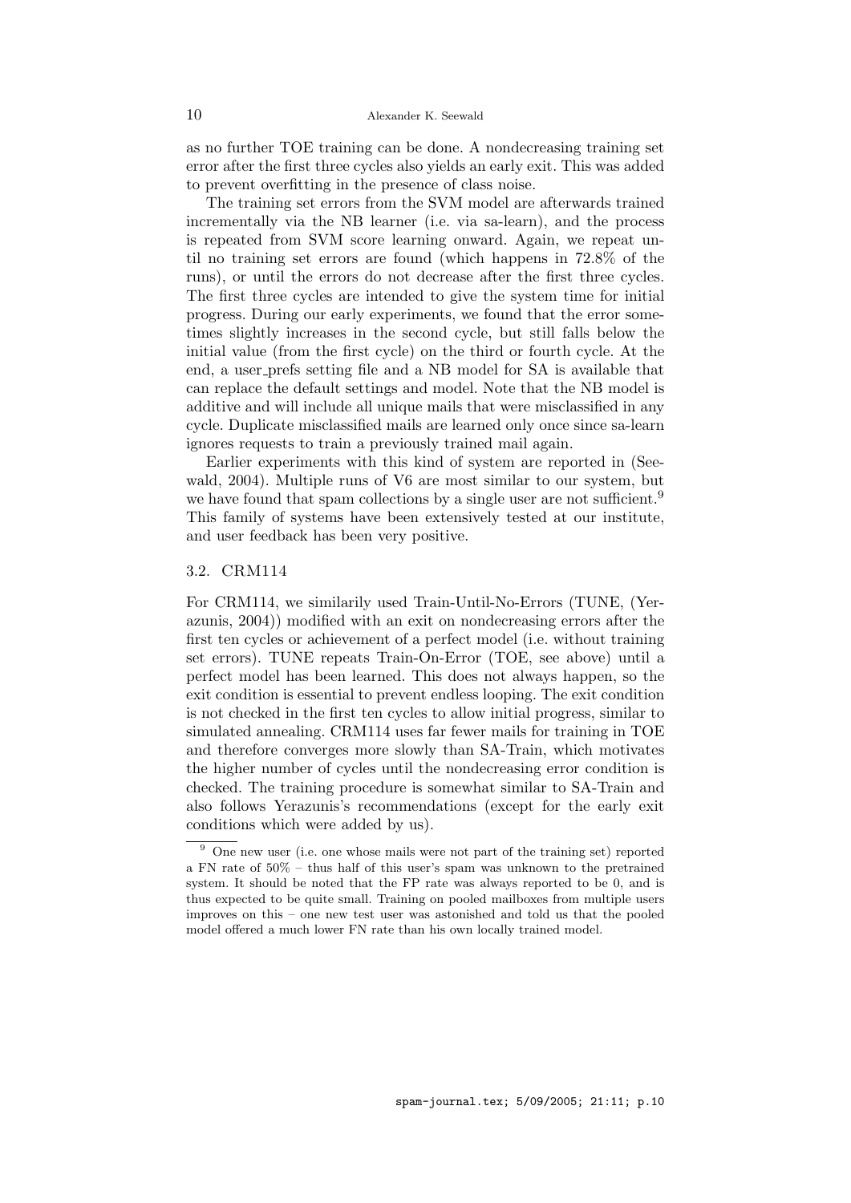as no further TOE training can be done. A nondecreasing training set error after the first three cycles also yields an early exit. This was added to prevent overfitting in the presence of class noise.

The training set errors from the SVM model are afterwards trained incrementally via the NB learner (i.e. via sa-learn), and the process is repeated from SVM score learning onward. Again, we repeat until no training set errors are found (which happens in 72.8% of the runs), or until the errors do not decrease after the first three cycles. The first three cycles are intended to give the system time for initial progress. During our early experiments, we found that the error sometimes slightly increases in the second cycle, but still falls below the initial value (from the first cycle) on the third or fourth cycle. At the end, a user_prefs setting file and a NB model for SA is available that can replace the default settings and model. Note that the NB model is additive and will include all unique mails that were misclassified in any cycle. Duplicate misclassified mails are learned only once since sa-learn ignores requests to train a previously trained mail again.

Earlier experiments with this kind of system are reported in (Seewald, 2004). Multiple runs of V6 are most similar to our system, but we have found that spam collections by a single user are not sufficient.[9] This family of systems have been extensively tested at our institute, and user feedback has been very positive.

### 3.2. CRM114

For CRM114, we similarily used Train-Until-No-Errors (TUNE, (Yerazunis, 2004)) modified with an exit on nondecreasing errors after the first ten cycles or achievement of a perfect model (i.e. without training set errors). TUNE repeats Train-On-Error (TOE, see above) until a perfect model has been learned. This does not always happen, so the exit condition is essential to prevent endless looping. The exit condition is not checked in the first ten cycles to allow initial progress, similar to simulated annealing. CRM114 uses far fewer mails for training in TOE and therefore converges more slowly than SA-Train, which motivates the higher number of cycles until the nondecreasing error condition is checked. The training procedure is somewhat similar to SA-Train and also follows Yerazunis's recommendations (except for the early exit conditions which were added by us).

---

[9] One new user (i.e. one whose mails were not part of the training set) reported a FN rate of 50% – thus half of this user's spam was unknown to the pretrained system. It should be noted that the FP rate was always reported to be 0, and is thus expected to be quite small. Training on pooled mailboxes from multiple users improves on this – one new test user was astonished and told us that the pooled model offered a much lower FN rate than his own locally trained model.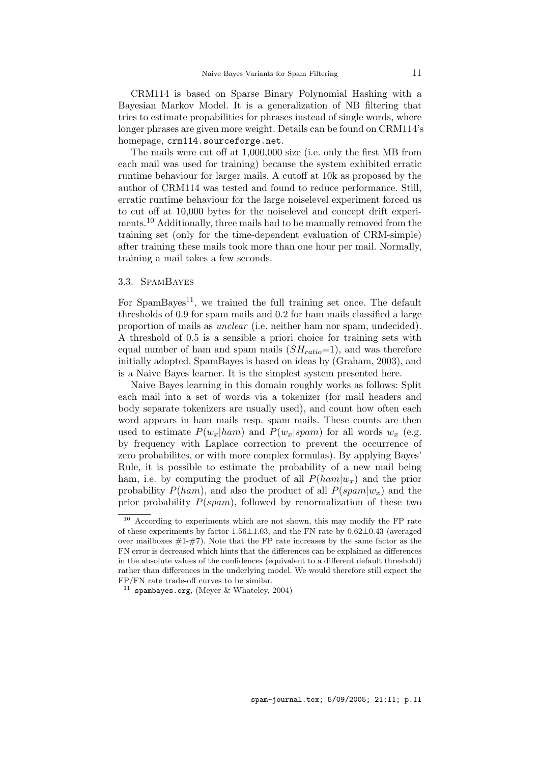CRM114 is based on Sparse Binary Polynomial Hashing with a Bayesian Markov Model. It is a generalization of NB filtering that tries to estimate propabilities for phrases instead of single words, where longer phrases are given more weight. Details can be found on CRM114's homepage, `crm114.sourceforge.net`.

The mails were cut off at 1,000,000 size (i.e. only the first MB from each mail was used for training) because the system exhibited erratic runtime behaviour for larger mails. A cutoff at 10k as proposed by the author of CRM114 was tested and found to reduce performance. Still, erratic runtime behaviour for the large noiselevel experiment forced us to cut off at 10,000 bytes for the noiselevel and concept drift experiments.[10] Additionally, three mails had to be manually removed from the training set (only for the time-dependent evaluation of CRM-simple) after training these mails took more than one hour per mail. Normally, training a mail takes a few seconds.

### 3.3. SpamBayes

For SpamBayes[11], we trained the full training set once. The default thresholds of 0.9 for spam mails and 0.2 for ham mails classified a large proportion of mails as *unclear* (i.e. neither ham nor spam, undecided). A threshold of 0.5 is a sensible a priori choice for training sets with equal number of ham and spam mails ($SH_{ratio}$=1), and was therefore initially adopted. SpamBayes is based on ideas by (Graham, 2003), and is a Naive Bayes learner. It is the simplest system presented here.

Naive Bayes learning in this domain roughly works as follows: Split each mail into a set of words via a tokenizer (for mail headers and body separate tokenizers are usually used), and count how often each word appears in ham mails resp. spam mails. These counts are then used to estimate $P(w_x|ham)$ and $P(w_x|spam)$ for all words $w_x$ (e.g. by frequency with Laplace correction to prevent the occurrence of zero probabilites, or with more complex formulas). By applying Bayes' Rule, it is possible to estimate the probability of a new mail being ham, i.e. by computing the product of all $P(ham|w_x)$ and the prior probability $P(ham)$, and also the product of all $P(spam|w_x)$ and the prior probability $P(spam)$, followed by renormalization of these two

[10] According to experiments which are not shown, this may modify the FP rate of these experiments by factor 1.56±1.03, and the FN rate by 0.62±0.43 (averaged over mailboxes #1-#7). Note that the FP rate increases by the same factor as the FN error is decreased which hints that the differences can be explained as differences in the absolute values of the confidences (equivalent to a different default threshold) rather than differences in the underlying model. We would therefore still expect the FP/FN rate trade-off curves to be similar.

[11] `spambayes.org`, (Meyer & Whateley, 2004)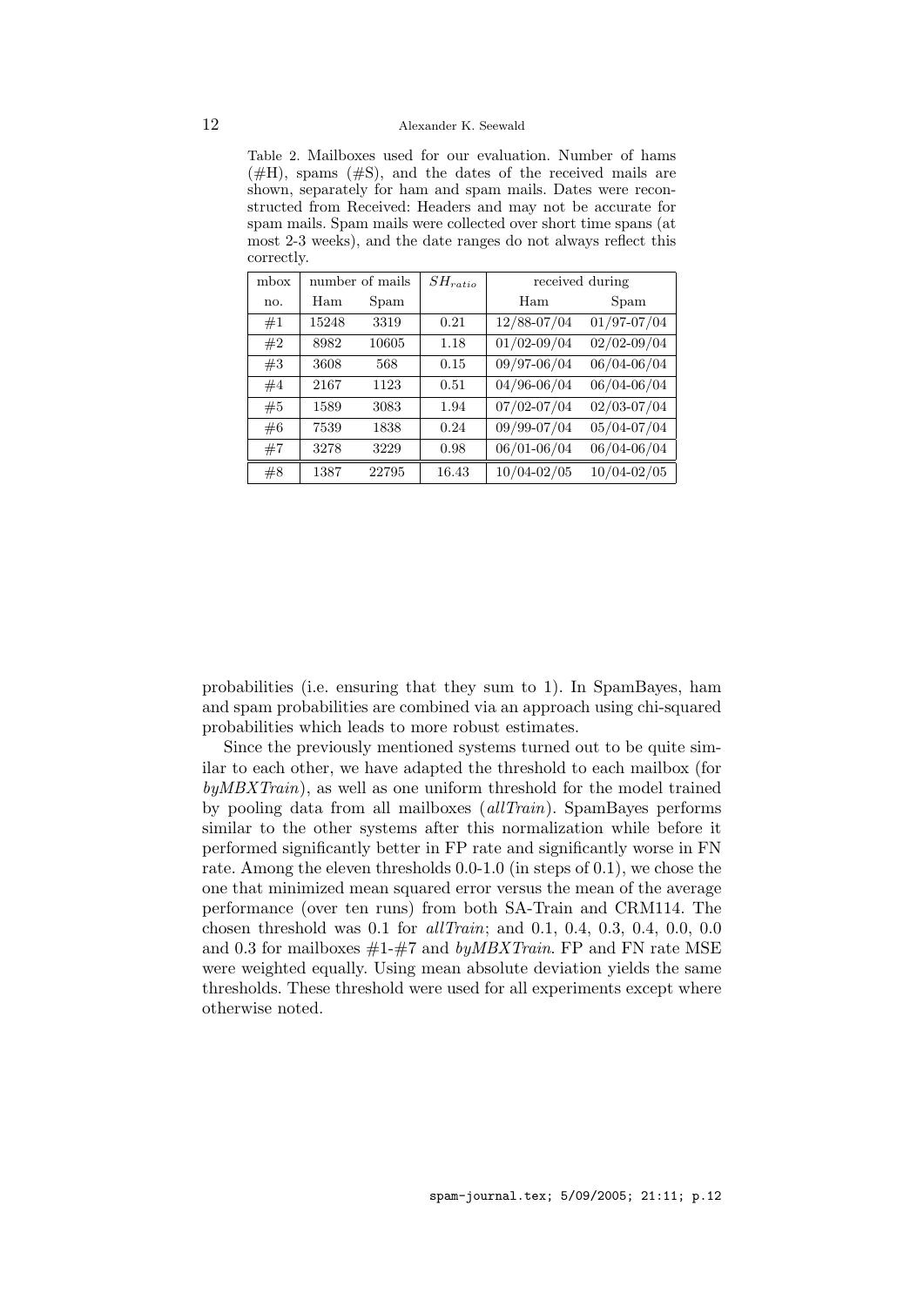Table 2. Mailboxes used for our evaluation. Number of hams (#H), spams (#S), and the dates of the received mails are shown, separately for ham and spam mails. Dates were reconstructed from Received: Headers and may not be accurate for spam mails. Spam mails were collected over short time spans (at most 2-3 weeks), and the date ranges do not always reflect this correctly.

| mbox | number of mails | | $SH_{ratio}$ | received during | |
|---|---|---|---|---|---|
| no. | Ham | Spam | | Ham | Spam |
| #1 | 15248 | 3319 | 0.21 | 12/88-07/04 | 01/97-07/04 |
| #2 | 8982 | 10605 | 1.18 | 01/02-09/04 | 02/02-09/04 |
| #3 | 3608 | 568 | 0.15 | 09/97-06/04 | 06/04-06/04 |
| #4 | 2167 | 1123 | 0.51 | 04/96-06/04 | 06/04-06/04 |
| #5 | 1589 | 3083 | 1.94 | 07/02-07/04 | 02/03-07/04 |
| #6 | 7539 | 1838 | 0.24 | 09/99-07/04 | 05/04-07/04 |
| #7 | 3278 | 3229 | 0.98 | 06/01-06/04 | 06/04-06/04 |
| #8 | 1387 | 22795 | 16.43 | 10/04-02/05 | 10/04-02/05 |

probabilities (i.e. ensuring that they sum to 1). In SpamBayes, ham and spam probabilities are combined via an approach using chi-squared probabilities which leads to more robust estimates.

Since the previously mentioned systems turned out to be quite similar to each other, we have adapted the threshold to each mailbox (for *byMBXTrain*), as well as one uniform threshold for the model trained by pooling data from all mailboxes (*allTrain*). SpamBayes performs similar to the other systems after this normalization while before it performed significantly better in FP rate and significantly worse in FN rate. Among the eleven thresholds 0.0-1.0 (in steps of 0.1), we chose the one that minimized mean squared error versus the mean of the average performance (over ten runs) from both SA-Train and CRM114. The chosen threshold was 0.1 for *allTrain*; and 0.1, 0.4, 0.3, 0.4, 0.0, 0.0 and 0.3 for mailboxes #1-#7 and *byMBXTrain*. FP and FN rate MSE were weighted equally. Using mean absolute deviation yields the same thresholds. These threshold were used for all experiments except where otherwise noted.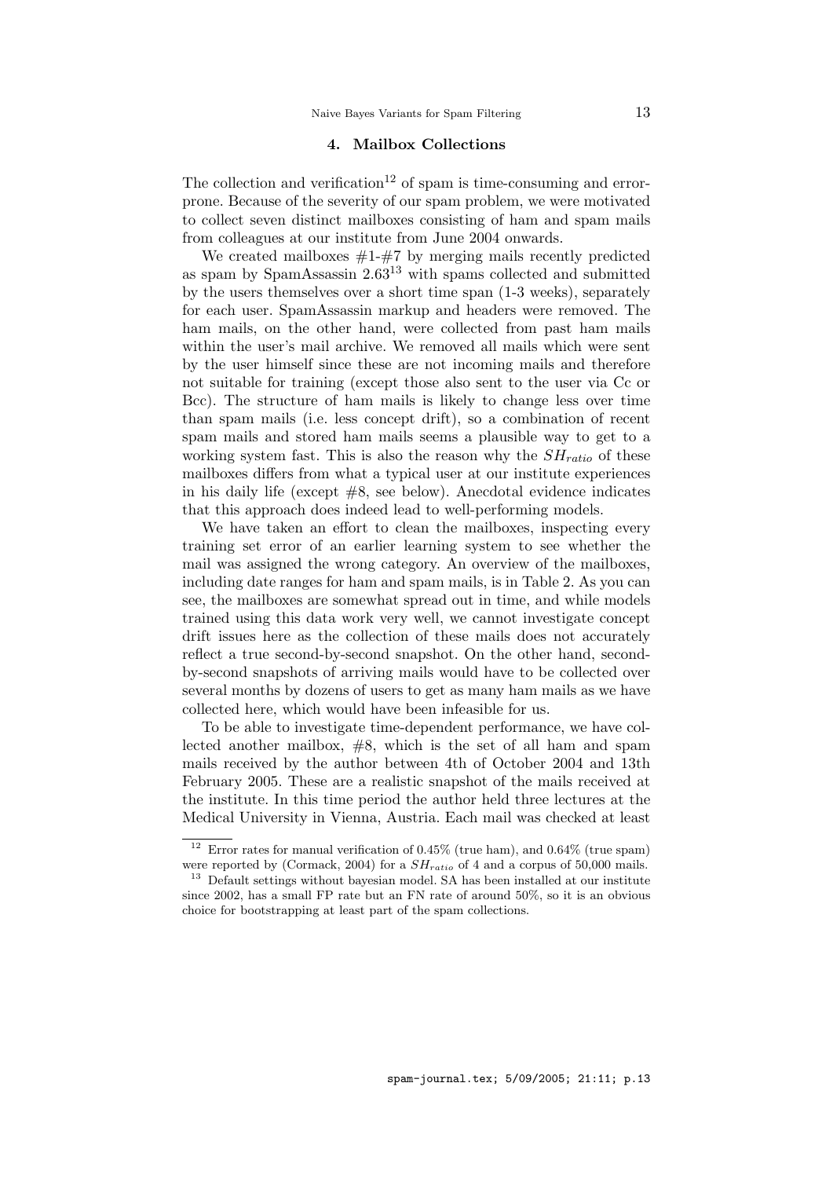## 4. Mailbox Collections

The collection and verification[12] of spam is time-consuming and error-prone. Because of the severity of our spam problem, we were motivated to collect seven distinct mailboxes consisting of ham and spam mails from colleagues at our institute from June 2004 onwards.

We created mailboxes #1-#7 by merging mails recently predicted as spam by SpamAssassin 2.63[13] with spams collected and submitted by the users themselves over a short time span (1-3 weeks), separately for each user. SpamAssassin markup and headers were removed. The ham mails, on the other hand, were collected from past ham mails within the user's mail archive. We removed all mails which were sent by the user himself since these are not incoming mails and therefore not suitable for training (except those also sent to the user via Cc or Bcc). The structure of ham mails is likely to change less over time than spam mails (i.e. less concept drift), so a combination of recent spam mails and stored ham mails seems a plausible way to get to a working system fast. This is also the reason why the $SH_{ratio}$ of these mailboxes differs from what a typical user at our institute experiences in his daily life (except #8, see below). Anecdotal evidence indicates that this approach does indeed lead to well-performing models.

We have taken an effort to clean the mailboxes, inspecting every training set error of an earlier learning system to see whether the mail was assigned the wrong category. An overview of the mailboxes, including date ranges for ham and spam mails, is in Table 2. As you can see, the mailboxes are somewhat spread out in time, and while models trained using this data work very well, we cannot investigate concept drift issues here as the collection of these mails does not accurately reflect a true second-by-second snapshot. On the other hand, second-by-second snapshots of arriving mails would have to be collected over several months by dozens of users to get as many ham mails as we have collected here, which would have been infeasible for us.

To be able to investigate time-dependent performance, we have collected another mailbox, #8, which is the set of all ham and spam mails received by the author between 4th of October 2004 and 13th February 2005. These are a realistic snapshot of the mails received at the institute. In this time period the author held three lectures at the Medical University in Vienna, Austria. Each mail was checked at least

[12] Error rates for manual verification of 0.45% (true ham), and 0.64% (true spam) were reported by (Cormack, 2004) for a $SH_{ratio}$ of 4 and a corpus of 50,000 mails.

[13] Default settings without bayesian model. SA has been installed at our institute since 2002, has a small FP rate but an FN rate of around 50%, so it is an obvious choice for bootstrapping at least part of the spam collections.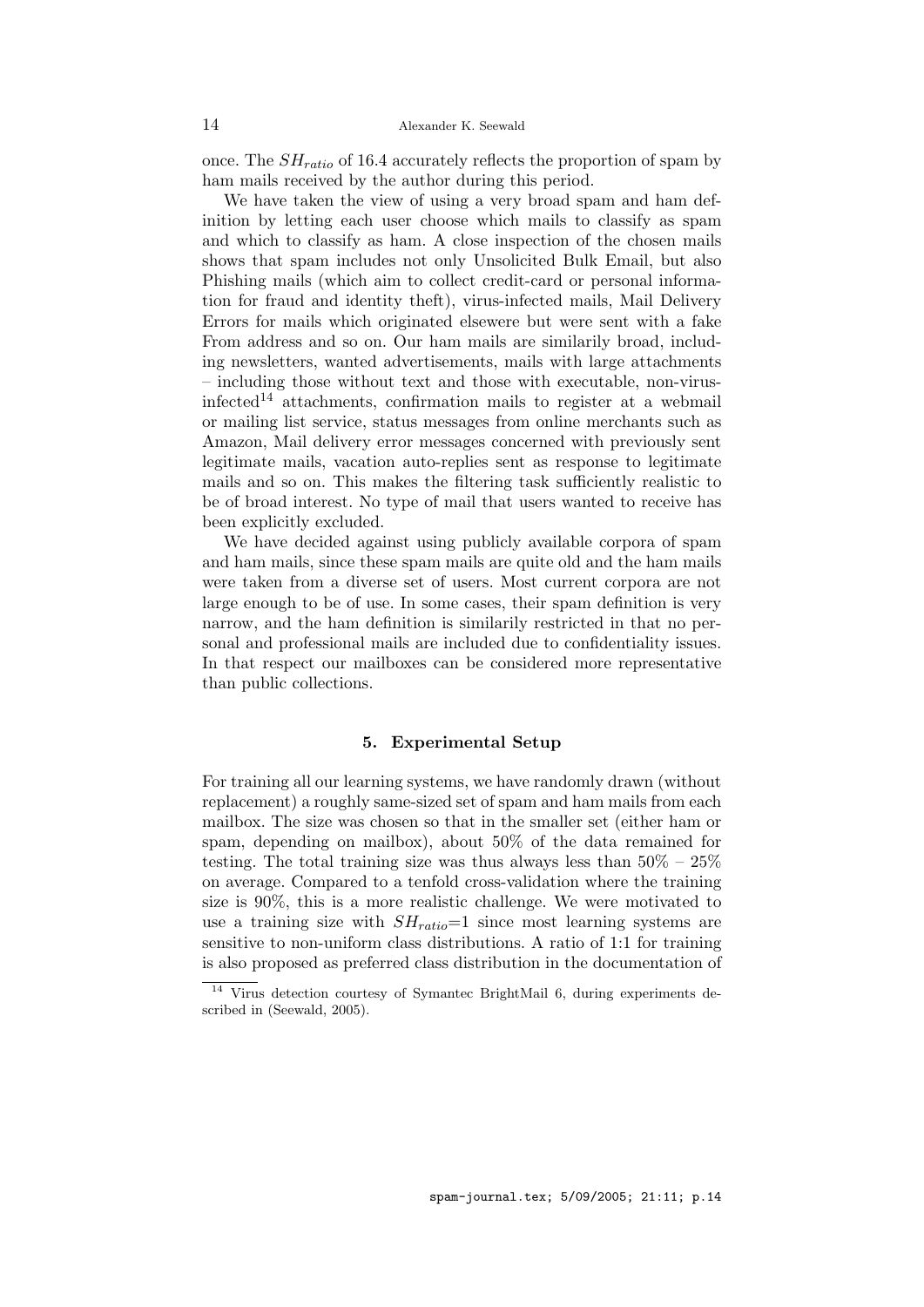once. The $SH_{ratio}$ of 16.4 accurately reflects the proportion of spam by ham mails received by the author during this period.

We have taken the view of using a very broad spam and ham definition by letting each user choose which mails to classify as spam and which to classify as ham. A close inspection of the chosen mails shows that spam includes not only Unsolicited Bulk Email, but also Phishing mails (which aim to collect credit-card or personal information for fraud and identity theft), virus-infected mails, Mail Delivery Errors for mails which originated elsewere but were sent with a fake From address and so on. Our ham mails are similarily broad, including newsletters, wanted advertisements, mails with large attachments – including those without text and those with executable, non-virus-infected[14] attachments, confirmation mails to register at a webmail or mailing list service, status messages from online merchants such as Amazon, Mail delivery error messages concerned with previously sent legitimate mails, vacation auto-replies sent as response to legitimate mails and so on. This makes the filtering task sufficiently realistic to be of broad interest. No type of mail that users wanted to receive has been explicitly excluded.

We have decided against using publicly available corpora of spam and ham mails, since these spam mails are quite old and the ham mails were taken from a diverse set of users. Most current corpora are not large enough to be of use. In some cases, their spam definition is very narrow, and the ham definition is similarily restricted in that no personal and professional mails are included due to confidentiality issues. In that respect our mailboxes can be considered more representative than public collections.

## 5. Experimental Setup

For training all our learning systems, we have randomly drawn (without replacement) a roughly same-sized set of spam and ham mails from each mailbox. The size was chosen so that in the smaller set (either ham or spam, depending on mailbox), about 50% of the data remained for testing. The total training size was thus always less than 50% – 25% on average. Compared to a tenfold cross-validation where the training size is 90%, this is a more realistic challenge. We were motivated to use a training size with $SH_{ratio}$=1 since most learning systems are sensitive to non-uniform class distributions. A ratio of 1:1 for training is also proposed as preferred class distribution in the documentation of

[14] Virus detection courtesy of Symantec BrightMail 6, during experiments described in (Seewald, 2005).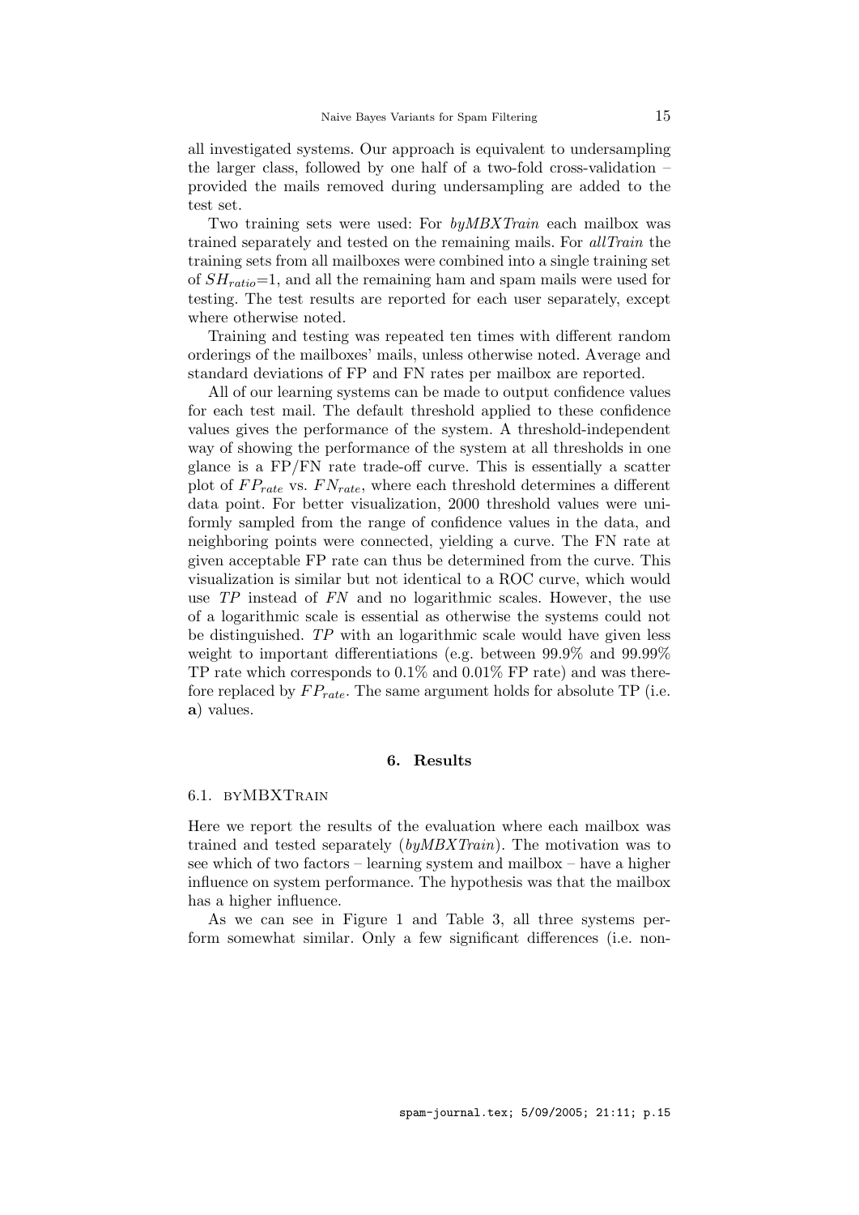all investigated systems. Our approach is equivalent to undersampling the larger class, followed by one half of a two-fold cross-validation – provided the mails removed during undersampling are added to the test set.

Two training sets were used: For *byMBXTrain* each mailbox was trained separately and tested on the remaining mails. For *allTrain* the training sets from all mailboxes were combined into a single training set of $SH_{ratio}$=1, and all the remaining ham and spam mails were used for testing. The test results are reported for each user separately, except where otherwise noted.

Training and testing was repeated ten times with different random orderings of the mailboxes' mails, unless otherwise noted. Average and standard deviations of FP and FN rates per mailbox are reported.

All of our learning systems can be made to output confidence values for each test mail. The default threshold applied to these confidence values gives the performance of the system. A threshold-independent way of showing the performance of the system at all thresholds in one glance is a FP/FN rate trade-off curve. This is essentially a scatter plot of $FP_{rate}$ vs. $FN_{rate}$, where each threshold determines a different data point. For better visualization, 2000 threshold values were uniformly sampled from the range of confidence values in the data, and neighboring points were connected, yielding a curve. The FN rate at given acceptable FP rate can thus be determined from the curve. This visualization is similar but not identical to a ROC curve, which would use *TP* instead of *FN* and no logarithmic scales. However, the use of a logarithmic scale is essential as otherwise the systems could not be distinguished. *TP* with an logarithmic scale would have given less weight to important differentiations (e.g. between 99.9% and 99.99% TP rate which corresponds to 0.1% and 0.01% FP rate) and was therefore replaced by $FP_{rate}$. The same argument holds for absolute TP (i.e. **a**) values.

## 6. Results

### 6.1. byMBXTrain

Here we report the results of the evaluation where each mailbox was trained and tested separately (*byMBXTrain*). The motivation was to see which of two factors – learning system and mailbox – have a higher influence on system performance. The hypothesis was that the mailbox has a higher influence.

As we can see in Figure 1 and Table 3, all three systems perform somewhat similar. Only a few significant differences (i.e. non-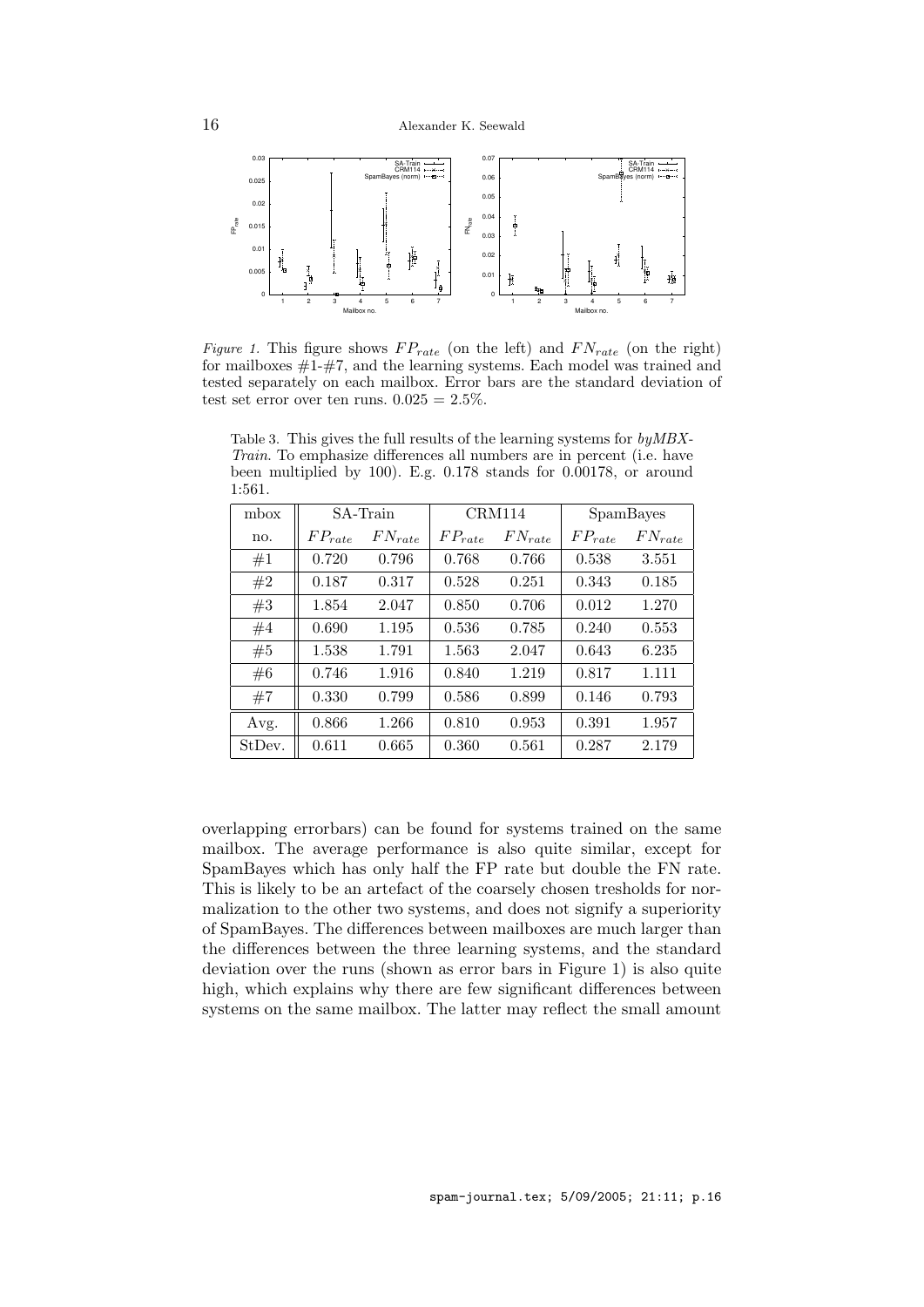*Figure 1.* This figure shows $FP_{rate}$ (on the left) and $FN_{rate}$ (on the right) for mailboxes #1-#7, and the learning systems. Each model was trained and tested separately on each mailbox. Error bars are the standard deviation of test set error over ten runs. $0.025 = 2.5\%$.

Table 3. This gives the full results of the learning systems for *byMBX-Train*. To emphasize differences all numbers are in percent (i.e. have been multiplied by 100). E.g. 0.178 stands for 0.00178, or around 1:561.

| mbox | SA-Train | | CRM114 | | SpamBayes | |
|---|---|---|---|---|---|---|
| no. | $FP_{rate}$ | $FN_{rate}$ | $FP_{rate}$ | $FN_{rate}$ | $FP_{rate}$ | $FN_{rate}$ |
| #1 | 0.720 | 0.796 | 0.768 | 0.766 | 0.538 | 3.551 |
| #2 | 0.187 | 0.317 | 0.528 | 0.251 | 0.343 | 0.185 |
| #3 | 1.854 | 2.047 | 0.850 | 0.706 | 0.012 | 1.270 |
| #4 | 0.690 | 1.195 | 0.536 | 0.785 | 0.240 | 0.553 |
| #5 | 1.538 | 1.791 | 1.563 | 2.047 | 0.643 | 6.235 |
| #6 | 0.746 | 1.916 | 0.840 | 1.219 | 0.817 | 1.111 |
| #7 | 0.330 | 0.799 | 0.586 | 0.899 | 0.146 | 0.793 |
| Avg. | 0.866 | 1.266 | 0.810 | 0.953 | 0.391 | 1.957 |
| StDev. | 0.611 | 0.665 | 0.360 | 0.561 | 0.287 | 2.179 |

overlapping errorbars) can be found for systems trained on the same mailbox. The average performance is also quite similar, except for SpamBayes which has only half the FP rate but double the FN rate. This is likely to be an artefact of the coarsely chosen tresholds for normalization to the other two systems, and does not signify a superiority of SpamBayes. The differences between mailboxes are much larger than the differences between the three learning systems, and the standard deviation over the runs (shown as error bars in Figure 1) is also quite high, which explains why there are few significant differences between systems on the same mailbox. The latter may reflect the small amount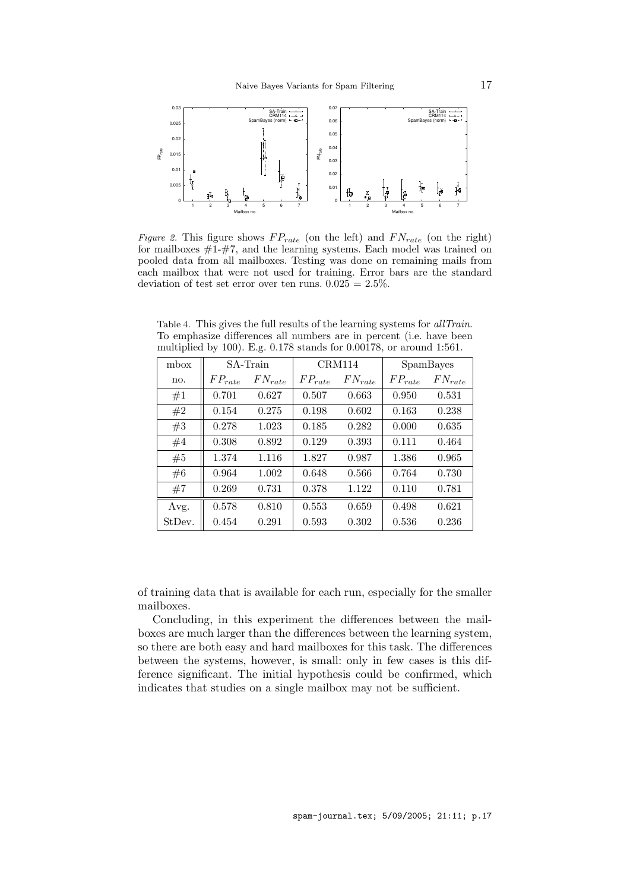*Figure 2.* This figure shows $FP_{rate}$ (on the left) and $FN_{rate}$ (on the right) for mailboxes #1-#7, and the learning systems. Each model was trained on pooled data from all mailboxes. Testing was done on remaining mails from each mailbox that were not used for training. Error bars are the standard deviation of test set error over ten runs. $0.025 = 2.5\%$.

Table 4. This gives the full results of the learning systems for *allTrain*. To emphasize differences all numbers are in percent (i.e. have been multiplied by 100). E.g. 0.178 stands for 0.00178, or around 1:561.

| mbox | SA-Train | | CRM114 | | SpamBayes | |
|---|---|---|---|---|---|---|
| no. | $FP_{rate}$ | $FN_{rate}$ | $FP_{rate}$ | $FN_{rate}$ | $FP_{rate}$ | $FN_{rate}$ |
| #1 | 0.701 | 0.627 | 0.507 | 0.663 | 0.950 | 0.531 |
| #2 | 0.154 | 0.275 | 0.198 | 0.602 | 0.163 | 0.238 |
| #3 | 0.278 | 1.023 | 0.185 | 0.282 | 0.000 | 0.635 |
| #4 | 0.308 | 0.892 | 0.129 | 0.393 | 0.111 | 0.464 |
| #5 | 1.374 | 1.116 | 1.827 | 0.987 | 1.386 | 0.965 |
| #6 | 0.964 | 1.002 | 0.648 | 0.566 | 0.764 | 0.730 |
| #7 | 0.269 | 0.731 | 0.378 | 1.122 | 0.110 | 0.781 |
| Avg. | 0.578 | 0.810 | 0.553 | 0.659 | 0.498 | 0.621 |
| StDev. | 0.454 | 0.291 | 0.593 | 0.302 | 0.536 | 0.236 |

of training data that is available for each run, especially for the smaller mailboxes.

Concluding, in this experiment the differences between the mailboxes are much larger than the differences between the learning system, so there are both easy and hard mailboxes for this task. The differences between the systems, however, is small: only in few cases is this difference significant. The initial hypothesis could be confirmed, which indicates that studies on a single mailbox may not be sufficient.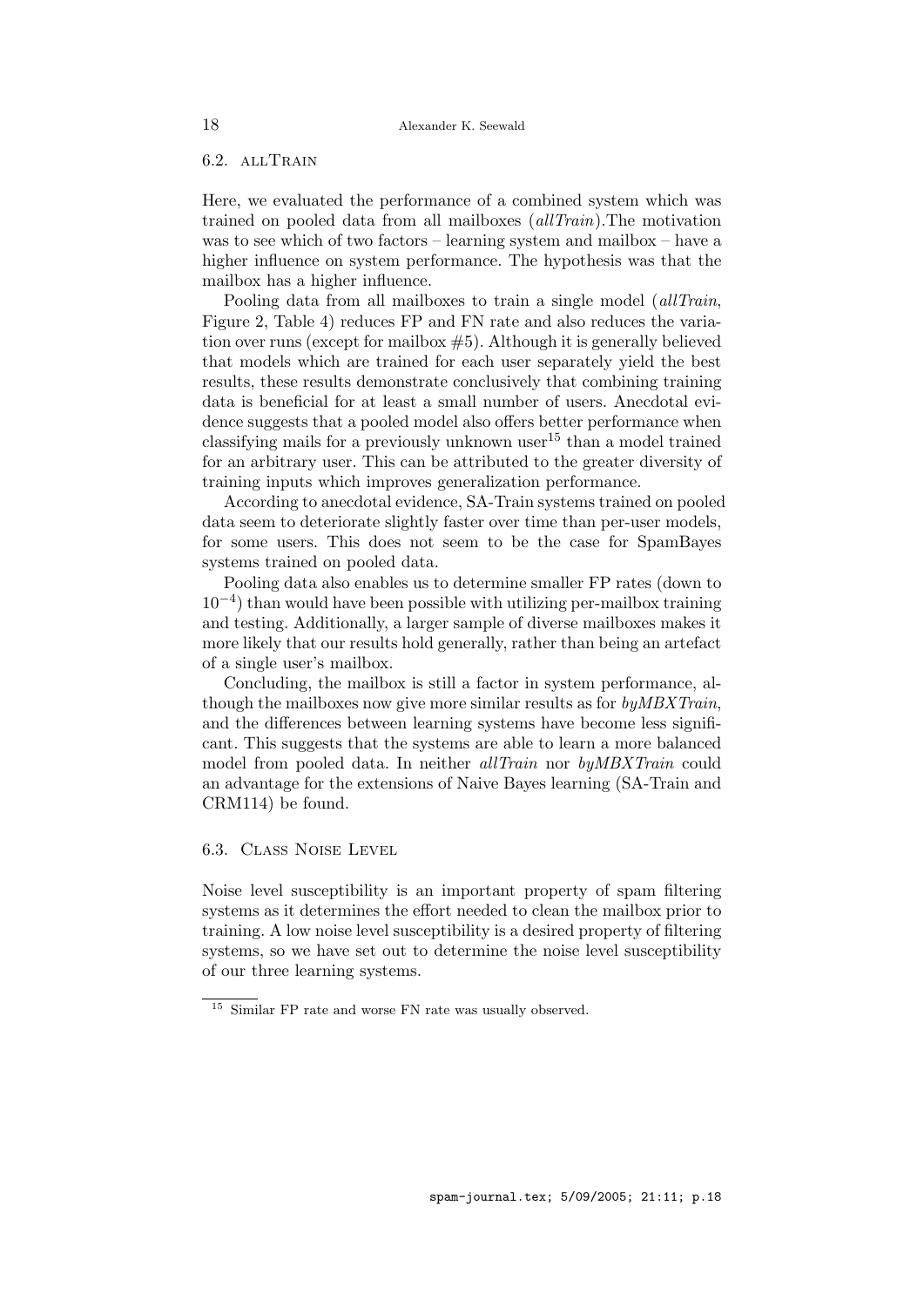### 6.2. allTrain

Here, we evaluated the performance of a combined system which was trained on pooled data from all mailboxes (*allTrain*).The motivation was to see which of two factors – learning system and mailbox – have a higher influence on system performance. The hypothesis was that the mailbox has a higher influence.

Pooling data from all mailboxes to train a single model (*allTrain*, Figure 2, Table 4) reduces FP and FN rate and also reduces the variation over runs (except for mailbox #5). Although it is generally believed that models which are trained for each user separately yield the best results, these results demonstrate conclusively that combining training data is beneficial for at least a small number of users. Anecdotal evidence suggests that a pooled model also offers better performance when classifying mails for a previously unknown user[15] than a model trained for an arbitrary user. This can be attributed to the greater diversity of training inputs which improves generalization performance.

According to anecdotal evidence, SA-Train systems trained on pooled data seem to deteriorate slightly faster over time than per-user models, for some users. This does not seem to be the case for SpamBayes systems trained on pooled data.

Pooling data also enables us to determine smaller FP rates (down to $10^{-4}$) than would have been possible with utilizing per-mailbox training and testing. Additionally, a larger sample of diverse mailboxes makes it more likely that our results hold generally, rather than being an artefact of a single user's mailbox.

Concluding, the mailbox is still a factor in system performance, although the mailboxes now give more similar results as for *byMBXTrain*, and the differences between learning systems have become less significant. This suggests that the systems are able to learn a more balanced model from pooled data. In neither *allTrain* nor *byMBXTrain* could an advantage for the extensions of Naive Bayes learning (SA-Train and CRM114) be found.

### 6.3. Class Noise Level

Noise level susceptibility is an important property of spam filtering systems as it determines the effort needed to clean the mailbox prior to training. A low noise level susceptibility is a desired property of filtering systems, so we have set out to determine the noise level susceptibility of our three learning systems.

[15] Similar FP rate and worse FN rate was usually observed.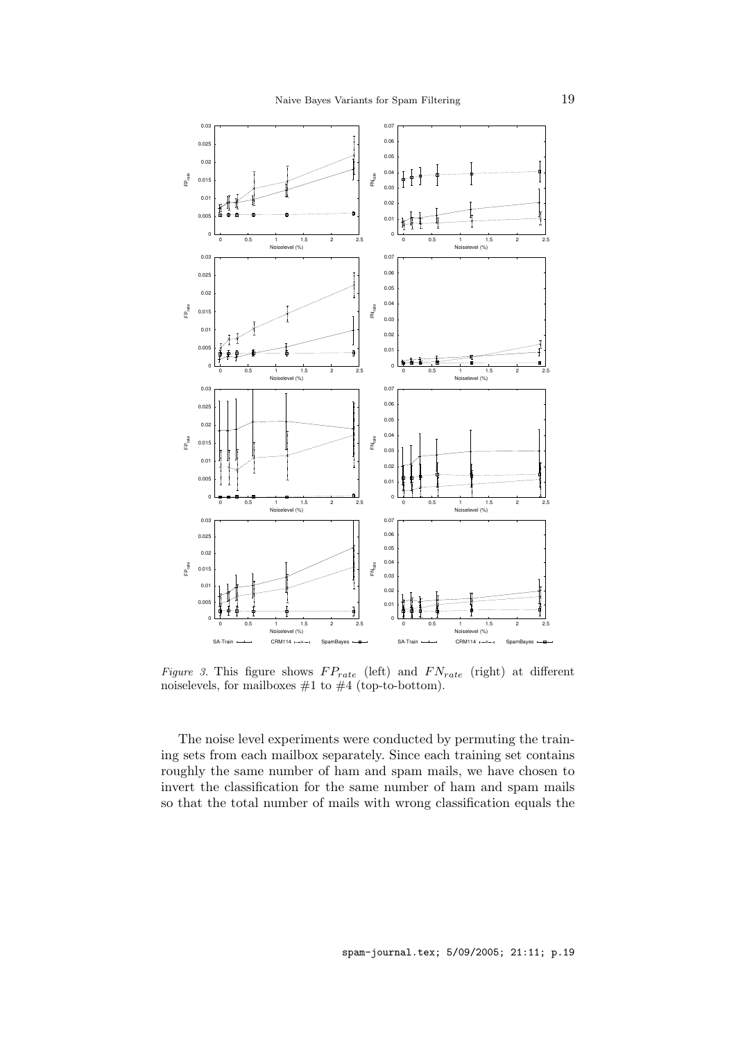*Figure 3.* This figure shows $FP_{rate}$ (left) and $FN_{rate}$ (right) at different noiselevels, for mailboxes #1 to #4 (top-to-bottom).

The noise level experiments were conducted by permuting the training sets from each mailbox separately. Since each training set contains roughly the same number of ham and spam mails, we have chosen to invert the classification for the same number of ham and spam mails so that the total number of mails with wrong classification equals the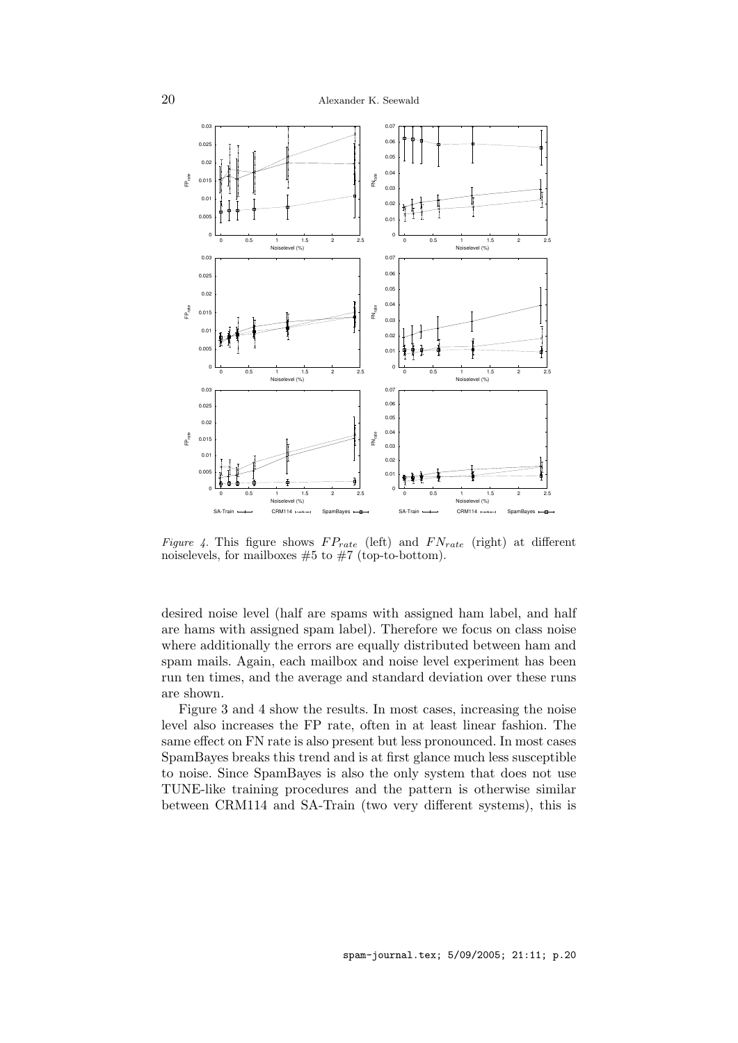*Figure 4.* This figure shows $FP_{rate}$ (left) and $FN_{rate}$ (right) at different noiselevels, for mailboxes #5 to #7 (top-to-bottom).

desired noise level (half are spams with assigned ham label, and half are hams with assigned spam label). Therefore we focus on class noise where additionally the errors are equally distributed between ham and spam mails. Again, each mailbox and noise level experiment has been run ten times, and the average and standard deviation over these runs are shown.

Figure 3 and 4 show the results. In most cases, increasing the noise level also increases the FP rate, often in at least linear fashion. The same effect on FN rate is also present but less pronounced. In most cases SpamBayes breaks this trend and is at first glance much less susceptible to noise. Since SpamBayes is also the only system that does not use TUNE-like training procedures and the pattern is otherwise similar between CRM114 and SA-Train (two very different systems), this is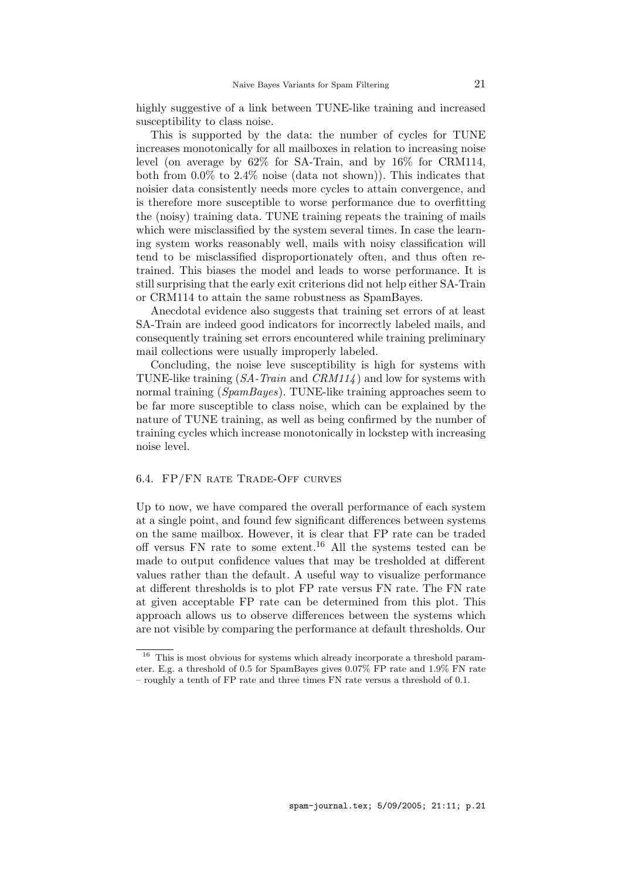highly suggestive of a link between TUNE-like training and increased susceptibility to class noise.

This is supported by the data: the number of cycles for TUNE increases monotonically for all mailboxes in relation to increasing noise level (on average by 62% for SA-Train, and by 16% for CRM114, both from 0.0% to 2.4% noise (data not shown)). This indicates that noisier data consistently needs more cycles to attain convergence, and is therefore more susceptible to worse performance due to overfitting the (noisy) training data. TUNE training repeats the training of mails which were misclassified by the system several times. In case the learning system works reasonably well, mails with noisy classification will tend to be misclassified disproportionately often, and thus often retrained. This biases the model and leads to worse performance. It is still surprising that the early exit criterions did not help either SA-Train or CRM114 to attain the same robustness as SpamBayes.

Anecdotal evidence also suggests that training set errors of at least SA-Train are indeed good indicators for incorrectly labeled mails, and consequently training set errors encountered while training preliminary mail collections were usually improperly labeled.

Concluding, the noise leve susceptibility is high for systems with TUNE-like training (*SA-Train* and *CRM114*) and low for systems with normal training (*SpamBayes*). TUNE-like training approaches seem to be far more susceptible to class noise, which can be explained by the nature of TUNE training, as well as being confirmed by the number of training cycles which increase monotonically in lockstep with increasing noise level.

### 6.4. FP/FN rate Trade-Off curves

Up to now, we have compared the overall performance of each system at a single point, and found few significant differences between systems on the same mailbox. However, it is clear that FP rate can be traded off versus FN rate to some extent.[16] All the systems tested can be made to output confidence values that may be tresholded at different values rather than the default. A useful way to visualize performance at different thresholds is to plot FP rate versus FN rate. The FN rate at given acceptable FP rate can be determined from this plot. This approach allows us to observe differences between the systems which are not visible by comparing the performance at default thresholds. Our

[16] This is most obvious for systems which already incorporate a threshold parameter. E.g. a threshold of 0.5 for SpamBayes gives 0.07% FP rate and 1.9% FN rate – roughly a tenth of FP rate and three times FN rate versus a threshold of 0.1.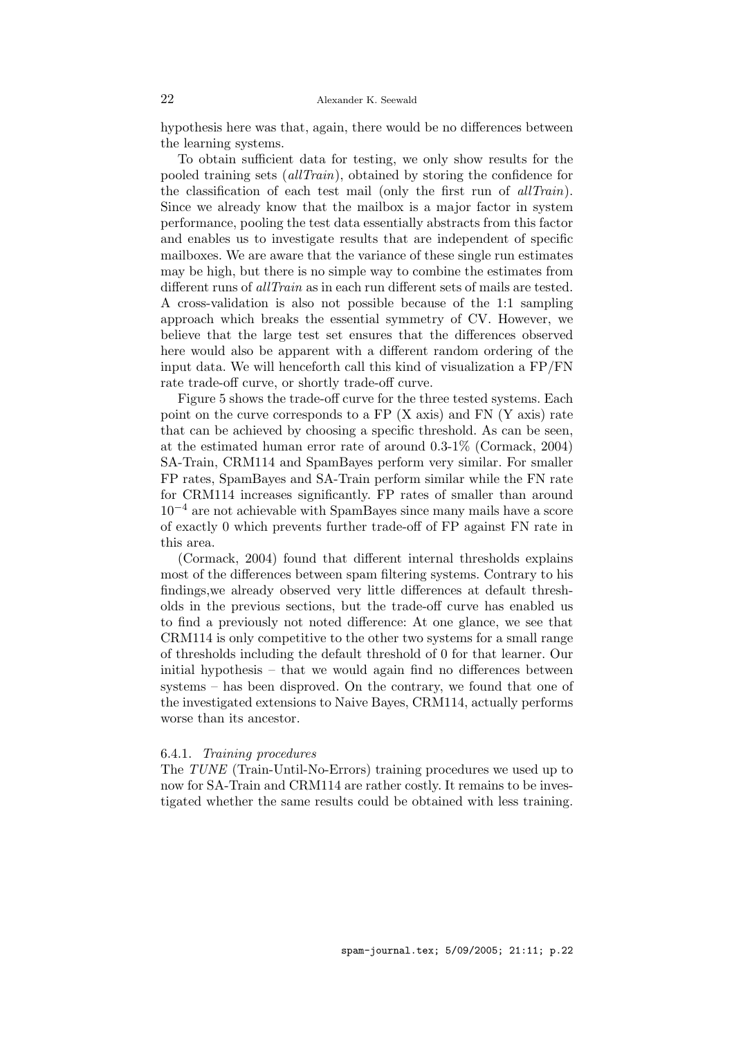hypothesis here was that, again, there would be no differences between the learning systems.

To obtain sufficient data for testing, we only show results for the pooled training sets (*allTrain*), obtained by storing the confidence for the classification of each test mail (only the first run of *allTrain*). Since we already know that the mailbox is a major factor in system performance, pooling the test data essentially abstracts from this factor and enables us to investigate results that are independent of specific mailboxes. We are aware that the variance of these single run estimates may be high, but there is no simple way to combine the estimates from different runs of *allTrain* as in each run different sets of mails are tested. A cross-validation is also not possible because of the 1:1 sampling approach which breaks the essential symmetry of CV. However, we believe that the large test set ensures that the differences observed here would also be apparent with a different random ordering of the input data. We will henceforth call this kind of visualization a FP/FN rate trade-off curve, or shortly trade-off curve.

Figure 5 shows the trade-off curve for the three tested systems. Each point on the curve corresponds to a FP (X axis) and FN (Y axis) rate that can be achieved by choosing a specific threshold. As can be seen, at the estimated human error rate of around 0.3-1% (Cormack, 2004) SA-Train, CRM114 and SpamBayes perform very similar. For smaller FP rates, SpamBayes and SA-Train perform similar while the FN rate for CRM114 increases significantly. FP rates of smaller than around $10^{-4}$ are not achievable with SpamBayes since many mails have a score of exactly 0 which prevents further trade-off of FP against FN rate in this area.

(Cormack, 2004) found that different internal thresholds explains most of the differences between spam filtering systems. Contrary to his findings,we already observed very little differences at default thresholds in the previous sections, but the trade-off curve has enabled us to find a previously not noted difference: At one glance, we see that CRM114 is only competitive to the other two systems for a small range of thresholds including the default threshold of 0 for that learner. Our initial hypothesis – that we would again find no differences between systems – has been disproved. On the contrary, we found that one of the investigated extensions to Naive Bayes, CRM114, actually performs worse than its ancestor.

#### 6.4.1. *Training procedures*

The *TUNE* (Train-Until-No-Errors) training procedures we used up to now for SA-Train and CRM114 are rather costly. It remains to be investigated whether the same results could be obtained with less training.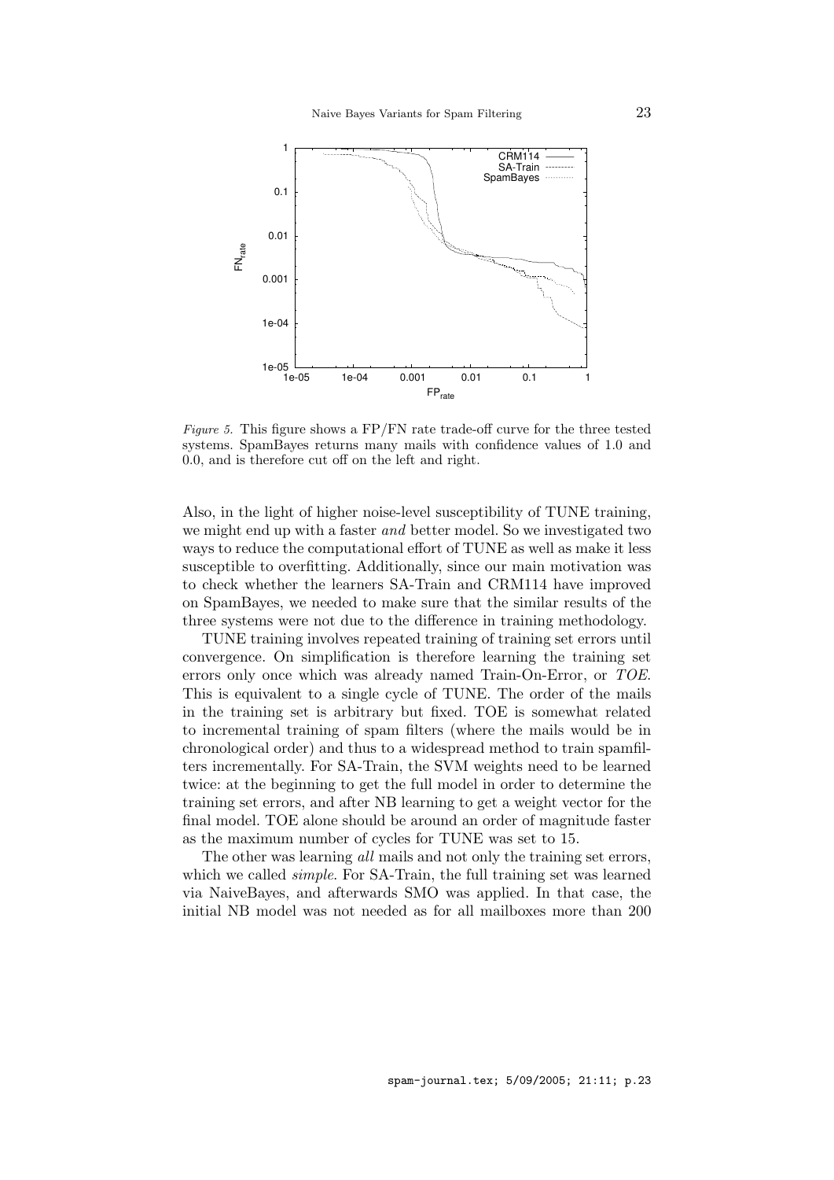*Figure 5.* This figure shows a FP/FN rate trade-off curve for the three tested systems. SpamBayes returns many mails with confidence values of 1.0 and 0.0, and is therefore cut off on the left and right.

Also, in the light of higher noise-level susceptibility of TUNE training, we might end up with a faster *and* better model. So we investigated two ways to reduce the computational effort of TUNE as well as make it less susceptible to overfitting. Additionally, since our main motivation was to check whether the learners SA-Train and CRM114 have improved on SpamBayes, we needed to make sure that the similar results of the three systems were not due to the difference in training methodology.

TUNE training involves repeated training of training set errors until convergence. On simplification is therefore learning the training set errors only once which was already named Train-On-Error, or *TOE*. This is equivalent to a single cycle of TUNE. The order of the mails in the training set is arbitrary but fixed. TOE is somewhat related to incremental training of spam filters (where the mails would be in chronological order) and thus to a widespread method to train spamfilters incrementally. For SA-Train, the SVM weights need to be learned twice: at the beginning to get the full model in order to determine the training set errors, and after NB learning to get a weight vector for the final model. TOE alone should be around an order of magnitude faster as the maximum number of cycles for TUNE was set to 15.

The other was learning *all* mails and not only the training set errors, which we called *simple*. For SA-Train, the full training set was learned via NaiveBayes, and afterwards SMO was applied. In that case, the initial NB model was not needed as for all mailboxes more than 200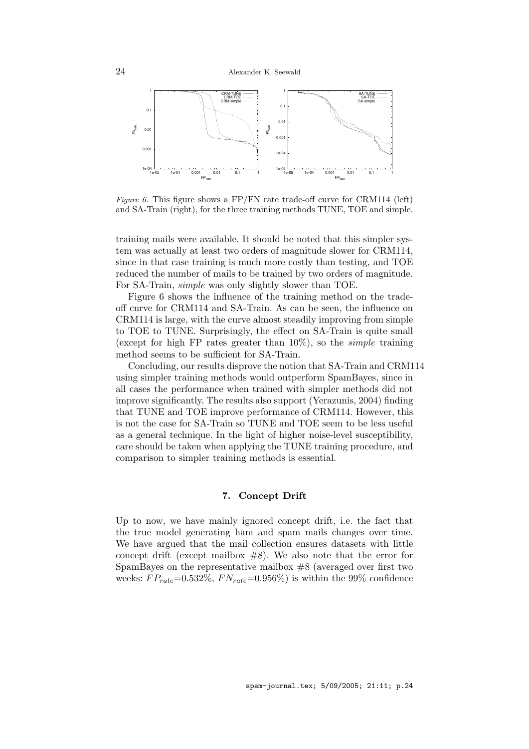*Figure 6.* This figure shows a FP/FN rate trade-off curve for CRM114 (left) and SA-Train (right), for the three training methods TUNE, TOE and simple.

training mails were available. It should be noted that this simpler system was actually at least two orders of magnitude slower for CRM114, since in that case training is much more costly than testing, and TOE reduced the number of mails to be trained by two orders of magnitude. For SA-Train, *simple* was only slightly slower than TOE.

Figure 6 shows the influence of the training method on the trade-off curve for CRM114 and SA-Train. As can be seen, the influence on CRM114 is large, with the curve almost steadily improving from simple to TOE to TUNE. Surprisingly, the effect on SA-Train is quite small (except for high FP rates greater than 10%), so the *simple* training method seems to be sufficient for SA-Train.

Concluding, our results disprove the notion that SA-Train and CRM114 using simpler training methods would outperform SpamBayes, since in all cases the performance when trained with simpler methods did not improve significantly. The results also support (Yerazunis, 2004) finding that TUNE and TOE improve performance of CRM114. However, this is not the case for SA-Train so TUNE and TOE seem to be less useful as a general technique. In the light of higher noise-level susceptibility, care should be taken when applying the TUNE training procedure, and comparison to simpler training methods is essential.

## 7. Concept Drift

Up to now, we have mainly ignored concept drift, i.e. the fact that the true model generating ham and spam mails changes over time. We have argued that the mail collection ensures datasets with little concept drift (except mailbox #8). We also note that the error for SpamBayes on the representative mailbox #8 (averaged over first two weeks: $FP_{rate}$=0.532%, $FN_{rate}$=0.956%) is within the 99% confidence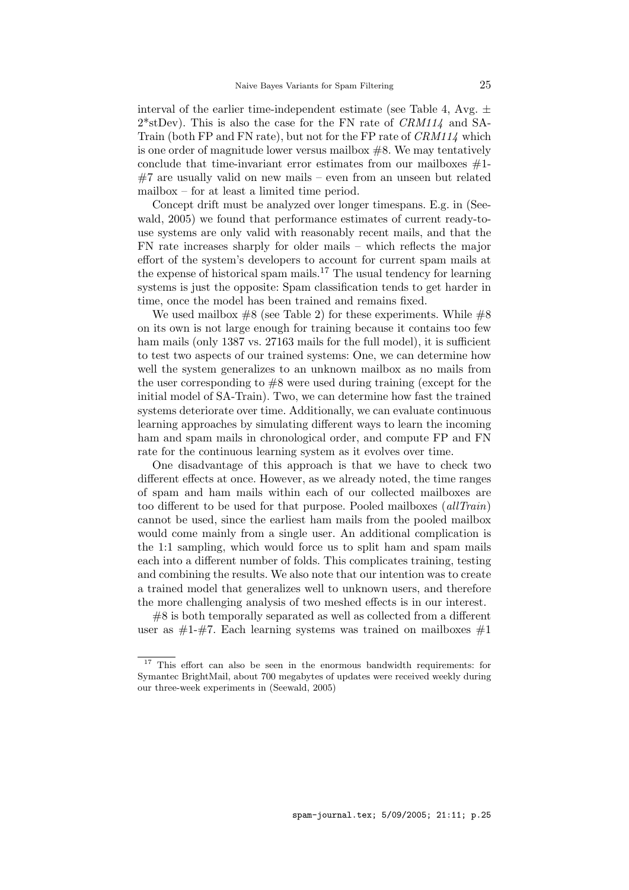interval of the earlier time-independent estimate (see Table 4, Avg. ± 2*stDev). This is also the case for the FN rate of *CRM114* and SA-Train (both FP and FN rate), but not for the FP rate of *CRM114* which is one order of magnitude lower versus mailbox #8. We may tentatively conclude that time-invariant error estimates from our mailboxes #1-#7 are usually valid on new mails – even from an unseen but related mailbox – for at least a limited time period.

Concept drift must be analyzed over longer timespans. E.g. in (Seewald, 2005) we found that performance estimates of current ready-to-use systems are only valid with reasonably recent mails, and that the FN rate increases sharply for older mails – which reflects the major effort of the system's developers to account for current spam mails at the expense of historical spam mails.[17] The usual tendency for learning systems is just the opposite: Spam classification tends to get harder in time, once the model has been trained and remains fixed.

We used mailbox #8 (see Table 2) for these experiments. While #8 on its own is not large enough for training because it contains too few ham mails (only 1387 vs. 27163 mails for the full model), it is sufficient to test two aspects of our trained systems: One, we can determine how well the system generalizes to an unknown mailbox as no mails from the user corresponding to #8 were used during training (except for the initial model of SA-Train). Two, we can determine how fast the trained systems deteriorate over time. Additionally, we can evaluate continuous learning approaches by simulating different ways to learn the incoming ham and spam mails in chronological order, and compute FP and FN rate for the continuous learning system as it evolves over time.

One disadvantage of this approach is that we have to check two different effects at once. However, as we already noted, the time ranges of spam and ham mails within each of our collected mailboxes are too different to be used for that purpose. Pooled mailboxes (*allTrain*) cannot be used, since the earliest ham mails from the pooled mailbox would come mainly from a single user. An additional complication is the 1:1 sampling, which would force us to split ham and spam mails each into a different number of folds. This complicates training, testing and combining the results. We also note that our intention was to create a trained model that generalizes well to unknown users, and therefore the more challenging analysis of two meshed effects is in our interest.

#8 is both temporally separated as well as collected from a different user as #1-#7. Each learning systems was trained on mailboxes #1

[17] This effort can also be seen in the enormous bandwidth requirements: for Symantec BrightMail, about 700 megabytes of updates were received weekly during our three-week experiments in (Seewald, 2005)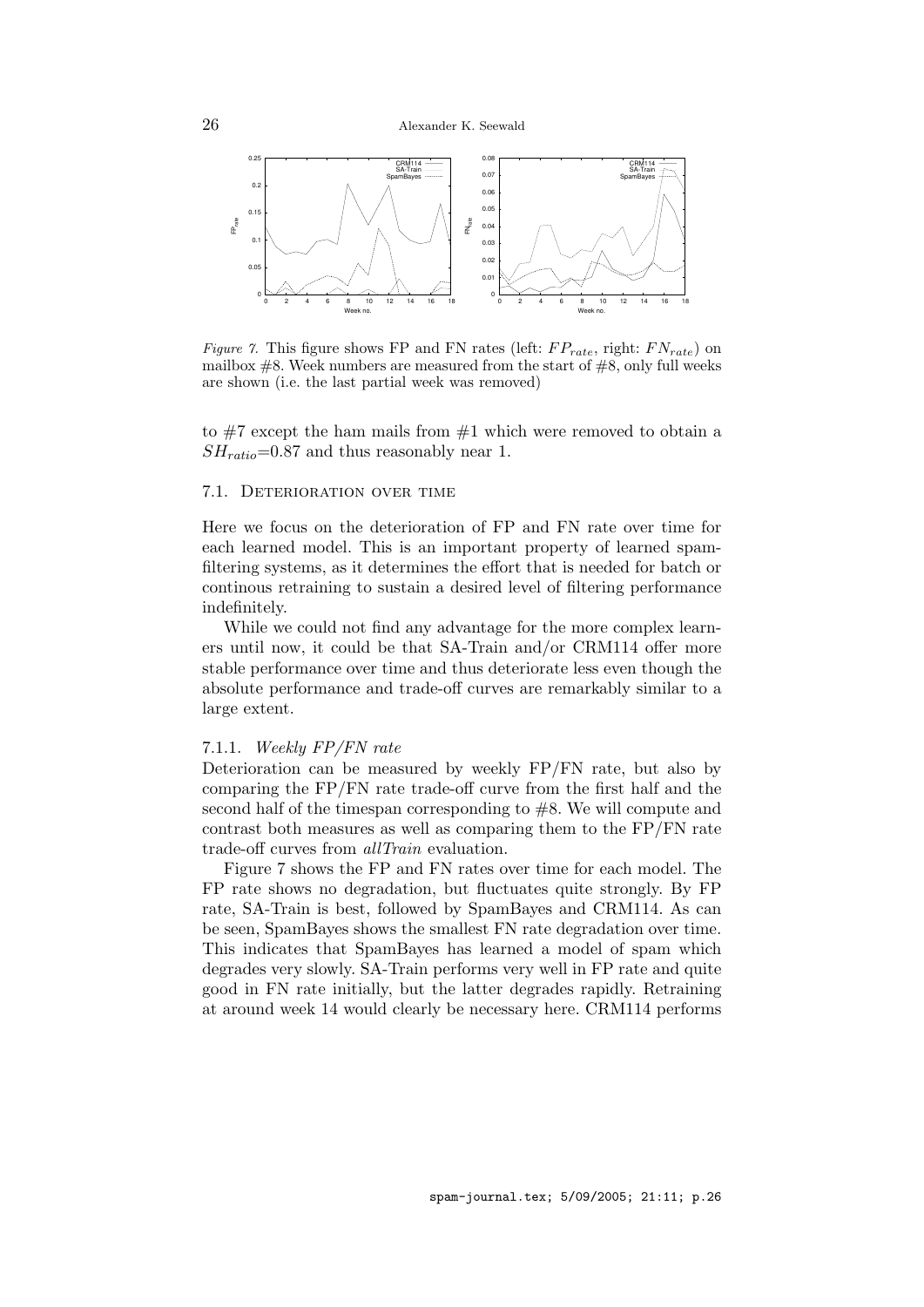*Figure 7.* This figure shows FP and FN rates (left: $FP_{rate}$, right: $FN_{rate}$) on mailbox #8. Week numbers are measured from the start of #8, only full weeks are shown (i.e. the last partial week was removed)

to #7 except the ham mails from #1 which were removed to obtain a $SH_{ratio}$=0.87 and thus reasonably near 1.

### 7.1. Deterioration over time

Here we focus on the deterioration of FP and FN rate over time for each learned model. This is an important property of learned spam-filtering systems, as it determines the effort that is needed for batch or continous retraining to sustain a desired level of filtering performance indefinitely.

While we could not find any advantage for the more complex learners until now, it could be that SA-Train and/or CRM114 offer more stable performance over time and thus deteriorate less even though the absolute performance and trade-off curves are remarkably similar to a large extent.

#### 7.1.1. *Weekly FP/FN rate*

Deterioration can be measured by weekly FP/FN rate, but also by comparing the FP/FN rate trade-off curve from the first half and the second half of the timespan corresponding to #8. We will compute and contrast both measures as well as comparing them to the FP/FN rate trade-off curves from *allTrain* evaluation.

Figure 7 shows the FP and FN rates over time for each model. The FP rate shows no degradation, but fluctuates quite strongly. By FP rate, SA-Train is best, followed by SpamBayes and CRM114. As can be seen, SpamBayes shows the smallest FN rate degradation over time. This indicates that SpamBayes has learned a model of spam which degrades very slowly. SA-Train performs very well in FP rate and quite good in FN rate initially, but the latter degrades rapidly. Retraining at around week 14 would clearly be necessary here. CRM114 performs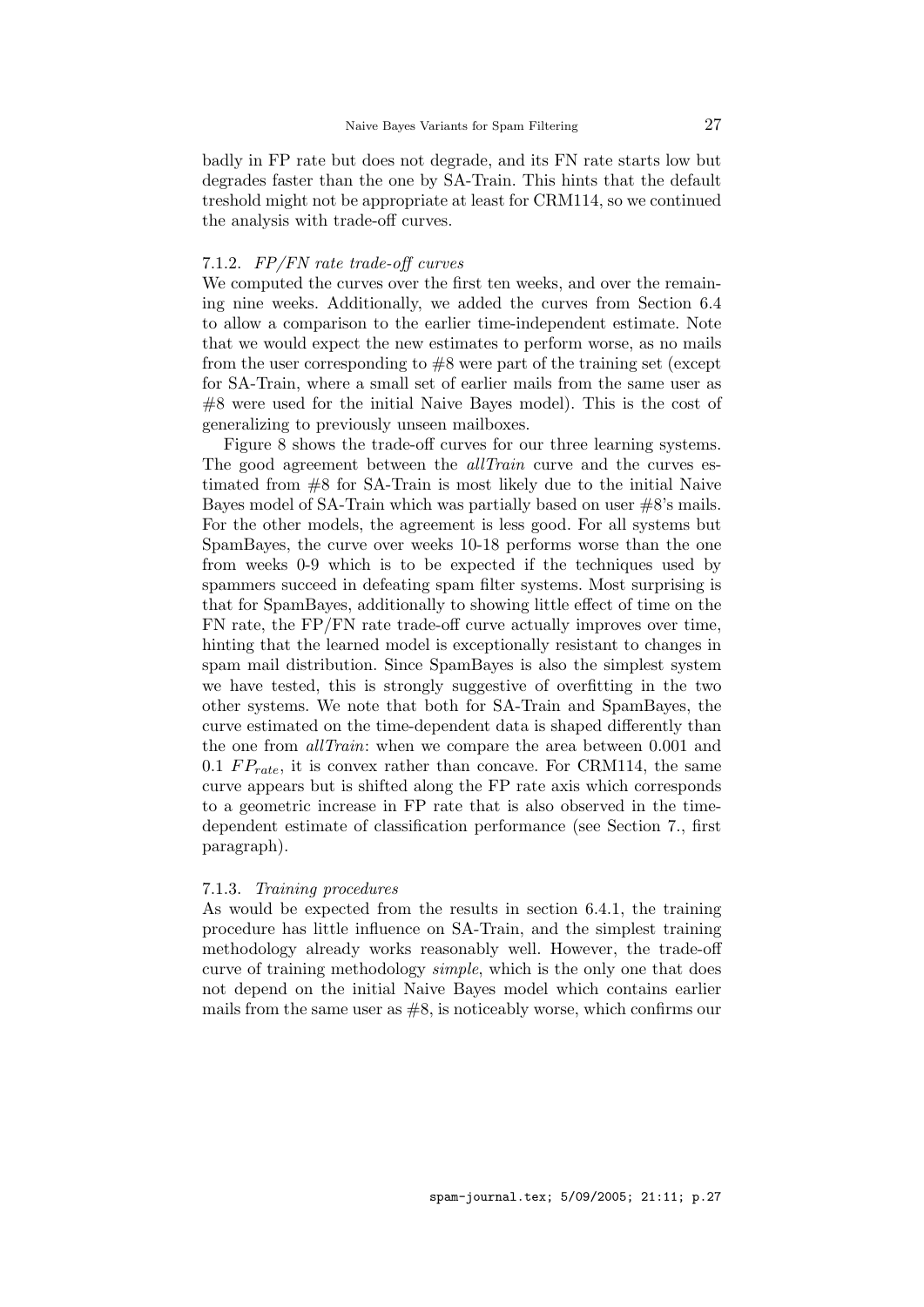badly in FP rate but does not degrade, and its FN rate starts low but degrades faster than the one by SA-Train. This hints that the default treshold might not be appropriate at least for CRM114, so we continued the analysis with trade-off curves.

#### 7.1.2. *FP/FN rate trade-off curves*

We computed the curves over the first ten weeks, and over the remaining nine weeks. Additionally, we added the curves from Section 6.4 to allow a comparison to the earlier time-independent estimate. Note that we would expect the new estimates to perform worse, as no mails from the user corresponding to #8 were part of the training set (except for SA-Train, where a small set of earlier mails from the same user as #8 were used for the initial Naive Bayes model). This is the cost of generalizing to previously unseen mailboxes.

Figure 8 shows the trade-off curves for our three learning systems. The good agreement between the *allTrain* curve and the curves estimated from #8 for SA-Train is most likely due to the initial Naive Bayes model of SA-Train which was partially based on user #8's mails. For the other models, the agreement is less good. For all systems but SpamBayes, the curve over weeks 10-18 performs worse than the one from weeks 0-9 which is to be expected if the techniques used by spammers succeed in defeating spam filter systems. Most surprising is that for SpamBayes, additionally to showing little effect of time on the FN rate, the FP/FN rate trade-off curve actually improves over time, hinting that the learned model is exceptionally resistant to changes in spam mail distribution. Since SpamBayes is also the simplest system we have tested, this is strongly suggestive of overfitting in the two other systems. We note that both for SA-Train and SpamBayes, the curve estimated on the time-dependent data is shaped differently than the one from *allTrain*: when we compare the area between 0.001 and 0.1 $FP_{rate}$, it is convex rather than concave. For CRM114, the same curve appears but is shifted along the FP rate axis which corresponds to a geometric increase in FP rate that is also observed in the time-dependent estimate of classification performance (see Section 7., first paragraph).

#### 7.1.3. *Training procedures*

As would be expected from the results in section 6.4.1, the training procedure has little influence on SA-Train, and the simplest training methodology already works reasonably well. However, the trade-off curve of training methodology *simple*, which is the only one that does not depend on the initial Naive Bayes model which contains earlier mails from the same user as #8, is noticeably worse, which confirms our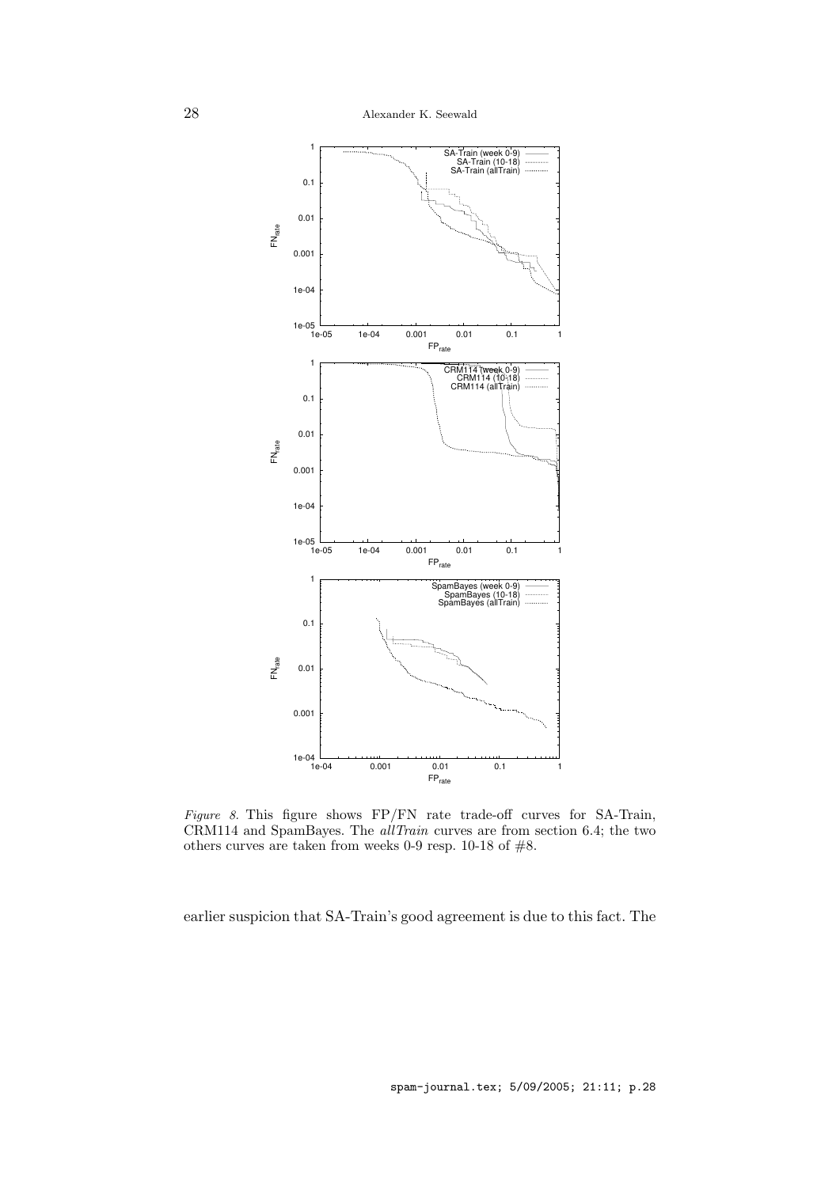*Figure 8.* This figure shows FP/FN rate trade-off curves for SA-Train, CRM114 and SpamBayes. The *allTrain* curves are from section 6.4; the two others curves are taken from weeks 0-9 resp. 10-18 of #8.

earlier suspicion that SA-Train's good agreement is due to this fact. The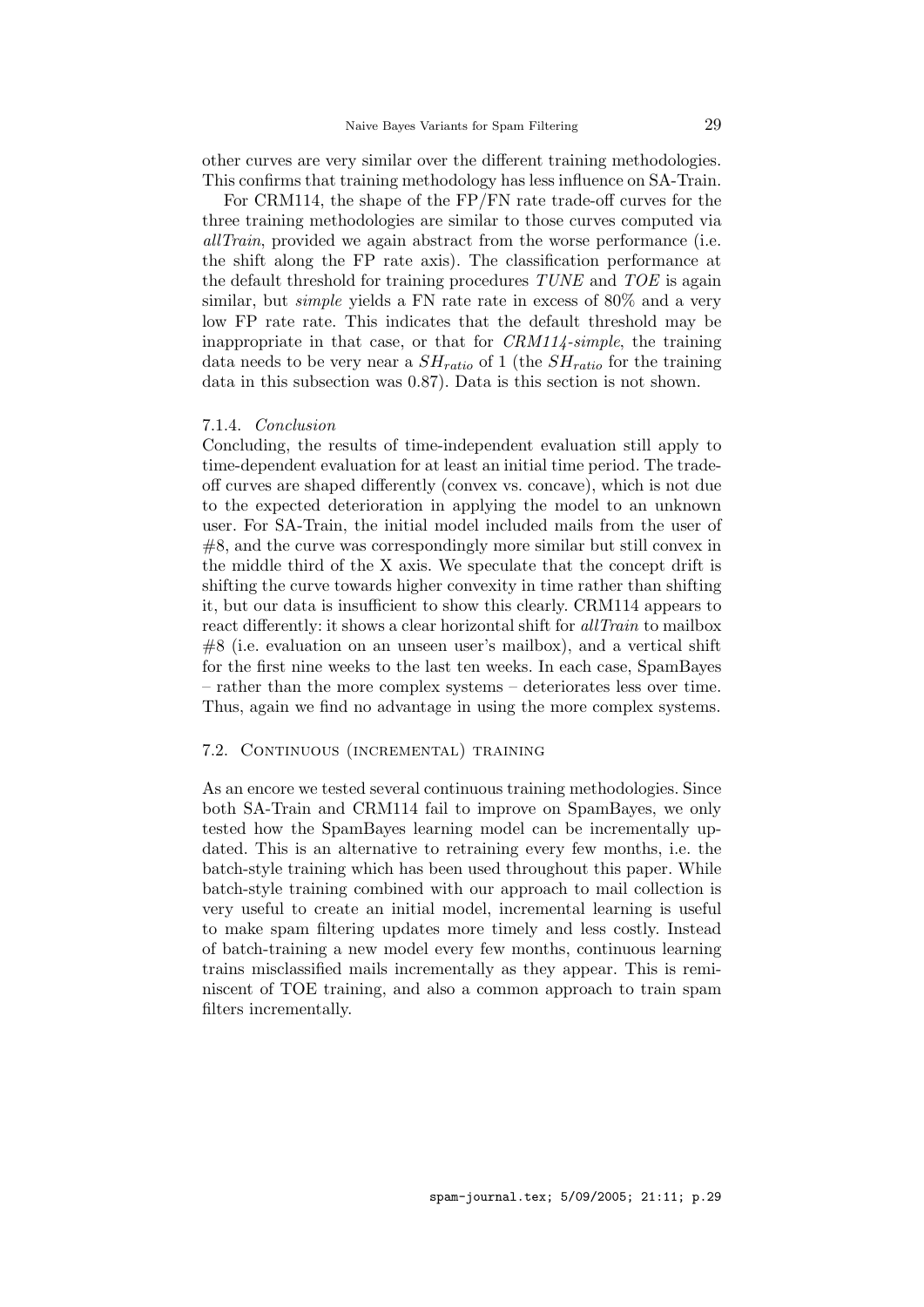other curves are very similar over the different training methodologies. This confirms that training methodology has less influence on SA-Train.

For CRM114, the shape of the FP/FN rate trade-off curves for the three training methodologies are similar to those curves computed via *allTrain*, provided we again abstract from the worse performance (i.e. the shift along the FP rate axis). The classification performance at the default threshold for training procedures *TUNE* and *TOE* is again similar, but *simple* yields a FN rate rate in excess of 80% and a very low FP rate rate. This indicates that the default threshold may be inappropriate in that case, or that for *CRM114-simple*, the training data needs to be very near a $SH_{ratio}$ of 1 (the $SH_{ratio}$ for the training data in this subsection was 0.87). Data is this section is not shown.

#### 7.1.4. *Conclusion*

Concluding, the results of time-independent evaluation still apply to time-dependent evaluation for at least an initial time period. The trade-off curves are shaped differently (convex vs. concave), which is not due to the expected deterioration in applying the model to an unknown user. For SA-Train, the initial model included mails from the user of #8, and the curve was correspondingly more similar but still convex in the middle third of the X axis. We speculate that the concept drift is shifting the curve towards higher convexity in time rather than shifting it, but our data is insufficient to show this clearly. CRM114 appears to react differently: it shows a clear horizontal shift for *allTrain* to mailbox #8 (i.e. evaluation on an unseen user's mailbox), and a vertical shift for the first nine weeks to the last ten weeks. In each case, SpamBayes – rather than the more complex systems – deteriorates less over time. Thus, again we find no advantage in using the more complex systems.

### 7.2. Continuous (incremental) training

As an encore we tested several continuous training methodologies. Since both SA-Train and CRM114 fail to improve on SpamBayes, we only tested how the SpamBayes learning model can be incrementally updated. This is an alternative to retraining every few months, i.e. the batch-style training which has been used throughout this paper. While batch-style training combined with our approach to mail collection is very useful to create an initial model, incremental learning is useful to make spam filtering updates more timely and less costly. Instead of batch-training a new model every few months, continuous learning trains misclassified mails incrementally as they appear. This is reminiscent of TOE training, and also a common approach to train spam filters incrementally.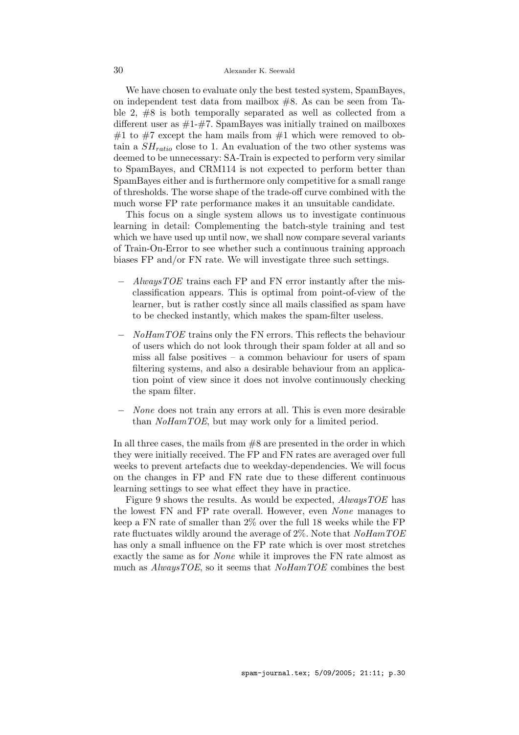We have chosen to evaluate only the best tested system, SpamBayes, on independent test data from mailbox #8. As can be seen from Table 2, #8 is both temporally separated as well as collected from a different user as #1-#7. SpamBayes was initially trained on mailboxes #1 to #7 except the ham mails from #1 which were removed to obtain a $SH_{ratio}$ close to 1. An evaluation of the two other systems was deemed to be unnecessary: SA-Train is expected to perform very similar to SpamBayes, and CRM114 is not expected to perform better than SpamBayes either and is furthermore only competitive for a small range of thresholds. The worse shape of the trade-off curve combined with the much worse FP rate performance makes it an unsuitable candidate.

This focus on a single system allows us to investigate continuous learning in detail: Complementing the batch-style training and test which we have used up until now, we shall now compare several variants of Train-On-Error to see whether such a continuous training approach biases FP and/or FN rate. We will investigate three such settings.

- *AlwaysTOE* trains each FP and FN error instantly after the misclassification appears. This is optimal from point-of-view of the learner, but is rather costly since all mails classified as spam have to be checked instantly, which makes the spam-filter useless.
- *NoHamTOE* trains only the FN errors. This reflects the behaviour of users which do not look through their spam folder at all and so miss all false positives – a common behaviour for users of spam filtering systems, and also a desirable behaviour from an application point of view since it does not involve continuously checking the spam filter.
- *None* does not train any errors at all. This is even more desirable than *NoHamTOE*, but may work only for a limited period.

In all three cases, the mails from #8 are presented in the order in which they were initially received. The FP and FN rates are averaged over full weeks to prevent artefacts due to weekday-dependencies. We will focus on the changes in FP and FN rate due to these different continuous learning settings to see what effect they have in practice.

Figure 9 shows the results. As would be expected, *AlwaysTOE* has the lowest FN and FP rate overall. However, even *None* manages to keep a FN rate of smaller than 2% over the full 18 weeks while the FP rate fluctuates wildly around the average of 2%. Note that *NoHamTOE* has only a small influence on the FP rate which is over most stretches exactly the same as for *None* while it improves the FN rate almost as much as *AlwaysTOE*, so it seems that *NoHamTOE* combines the best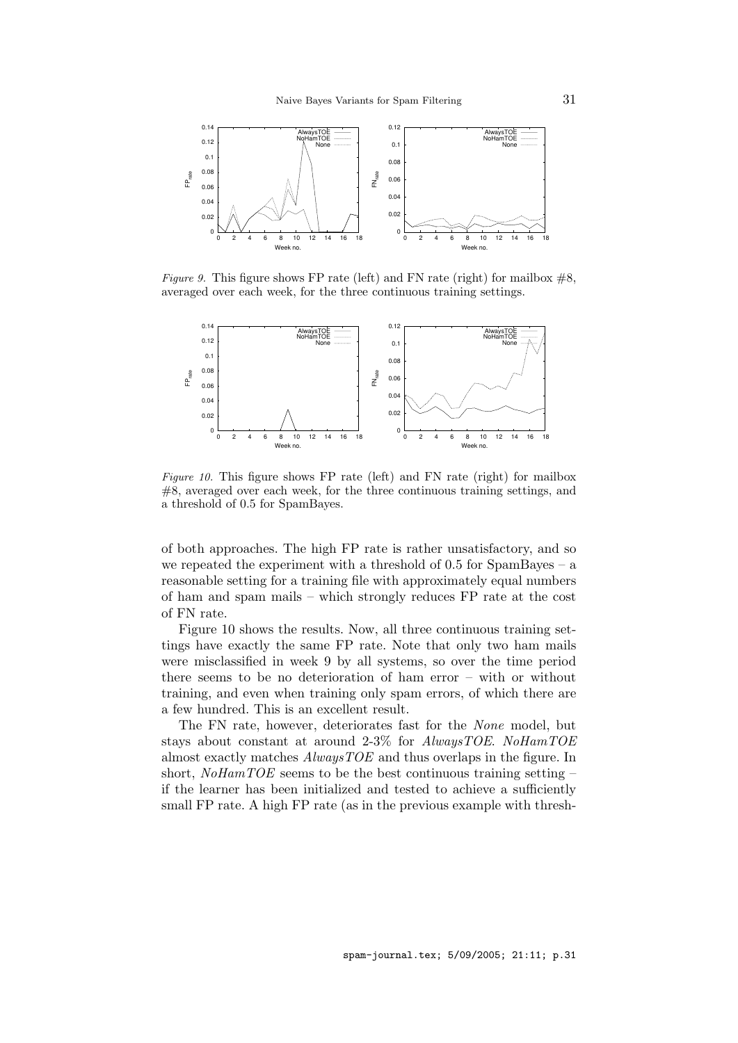*Figure 9.* This figure shows FP rate (left) and FN rate (right) for mailbox #8, averaged over each week, for the three continuous training settings.

*Figure 10.* This figure shows FP rate (left) and FN rate (right) for mailbox #8, averaged over each week, for the three continuous training settings, and a threshold of 0.5 for SpamBayes.

of both approaches. The high FP rate is rather unsatisfactory, and so we repeated the experiment with a threshold of 0.5 for SpamBayes – a reasonable setting for a training file with approximately equal numbers of ham and spam mails – which strongly reduces FP rate at the cost of FN rate.

Figure 10 shows the results. Now, all three continuous training settings have exactly the same FP rate. Note that only two ham mails were misclassified in week 9 by all systems, so over the time period there seems to be no deterioration of ham error – with or without training, and even when training only spam errors, of which there are a few hundred. This is an excellent result.

The FN rate, however, deteriorates fast for the *None* model, but stays about constant at around 2-3% for *AlwaysTOE*. *NoHamTOE* almost exactly matches *AlwaysTOE* and thus overlaps in the figure. In short, *NoHamTOE* seems to be the best continuous training setting – if the learner has been initialized and tested to achieve a sufficiently small FP rate. A high FP rate (as in the previous example with thresh-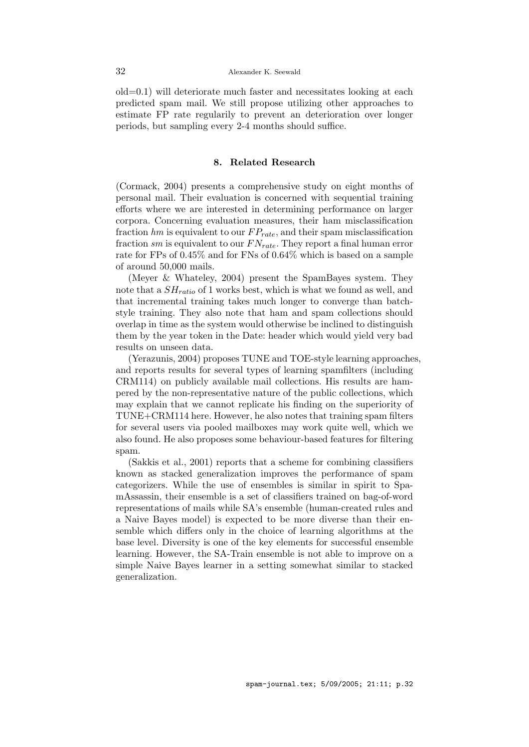old=0.1) will deteriorate much faster and necessitates looking at each predicted spam mail. We still propose utilizing other approaches to estimate FP rate regularily to prevent an deterioration over longer periods, but sampling every 2-4 months should suffice.

## 8. Related Research

(Cormack, 2004) presents a comprehensive study on eight months of personal mail. Their evaluation is concerned with sequential training efforts where we are interested in determining performance on larger corpora. Concerning evaluation measures, their ham misclassification fraction *hm* is equivalent to our $FP_{rate}$, and their spam misclassification fraction *sm* is equivalent to our $FN_{rate}$. They report a final human error rate for FPs of 0.45% and for FNs of 0.64% which is based on a sample of around 50,000 mails.

(Meyer & Whateley, 2004) present the SpamBayes system. They note that a $SH_{ratio}$ of 1 works best, which is what we found as well, and that incremental training takes much longer to converge than batch-style training. They also note that ham and spam collections should overlap in time as the system would otherwise be inclined to distinguish them by the year token in the Date: header which would yield very bad results on unseen data.

(Yerazunis, 2004) proposes TUNE and TOE-style learning approaches, and reports results for several types of learning spamfilters (including CRM114) on publicly available mail collections. His results are hampered by the non-representative nature of the public collections, which may explain that we cannot replicate his finding on the superiority of TUNE+CRM114 here. However, he also notes that training spam filters for several users via pooled mailboxes may work quite well, which we also found. He also proposes some behaviour-based features for filtering spam.

(Sakkis et al., 2001) reports that a scheme for combining classifiers known as stacked generalization improves the performance of spam categorizers. While the use of ensembles is similar in spirit to SpamAssassin, their ensemble is a set of classifiers trained on bag-of-word representations of mails while SA's ensemble (human-created rules and a Naive Bayes model) is expected to be more diverse than their ensemble which differs only in the choice of learning algorithms at the base level. Diversity is one of the key elements for successful ensemble learning. However, the SA-Train ensemble is not able to improve on a simple Naive Bayes learner in a setting somewhat similar to stacked generalization.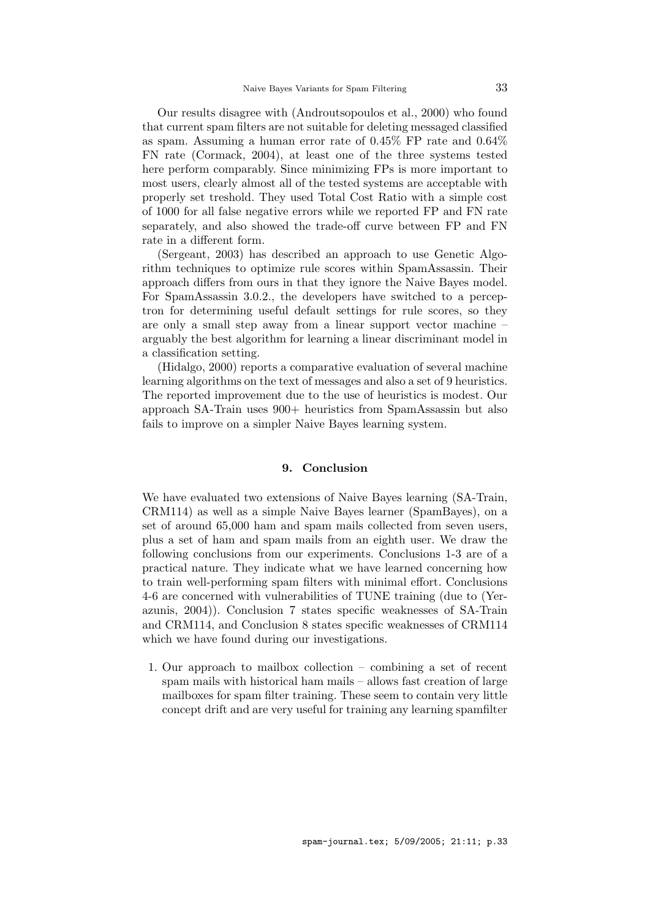Our results disagree with (Androutsopoulos et al., 2000) who found that current spam filters are not suitable for deleting messaged classified as spam. Assuming a human error rate of 0.45% FP rate and 0.64% FN rate (Cormack, 2004), at least one of the three systems tested here perform comparably. Since minimizing FPs is more important to most users, clearly almost all of the tested systems are acceptable with properly set treshold. They used Total Cost Ratio with a simple cost of 1000 for all false negative errors while we reported FP and FN rate separately, and also showed the trade-off curve between FP and FN rate in a different form.

(Sergeant, 2003) has described an approach to use Genetic Algorithm techniques to optimize rule scores within SpamAssassin. Their approach differs from ours in that they ignore the Naive Bayes model. For SpamAssassin 3.0.2., the developers have switched to a perceptron for determining useful default settings for rule scores, so they are only a small step away from a linear support vector machine – arguably the best algorithm for learning a linear discriminant model in a classification setting.

(Hidalgo, 2000) reports a comparative evaluation of several machine learning algorithms on the text of messages and also a set of 9 heuristics. The reported improvement due to the use of heuristics is modest. Our approach SA-Train uses 900+ heuristics from SpamAssassin but also fails to improve on a simpler Naive Bayes learning system.

## 9. Conclusion

We have evaluated two extensions of Naive Bayes learning (SA-Train, CRM114) as well as a simple Naive Bayes learner (SpamBayes), on a set of around 65,000 ham and spam mails collected from seven users, plus a set of ham and spam mails from an eighth user. We draw the following conclusions from our experiments. Conclusions 1-3 are of a practical nature. They indicate what we have learned concerning how to train well-performing spam filters with minimal effort. Conclusions 4-6 are concerned with vulnerabilities of TUNE training (due to (Yerazunis, 2004)). Conclusion 7 states specific weaknesses of SA-Train and CRM114, and Conclusion 8 states specific weaknesses of CRM114 which we have found during our investigations.

1. Our approach to mailbox collection – combining a set of recent spam mails with historical ham mails – allows fast creation of large mailboxes for spam filter training. These seem to contain very little concept drift and are very useful for training any learning spamfilter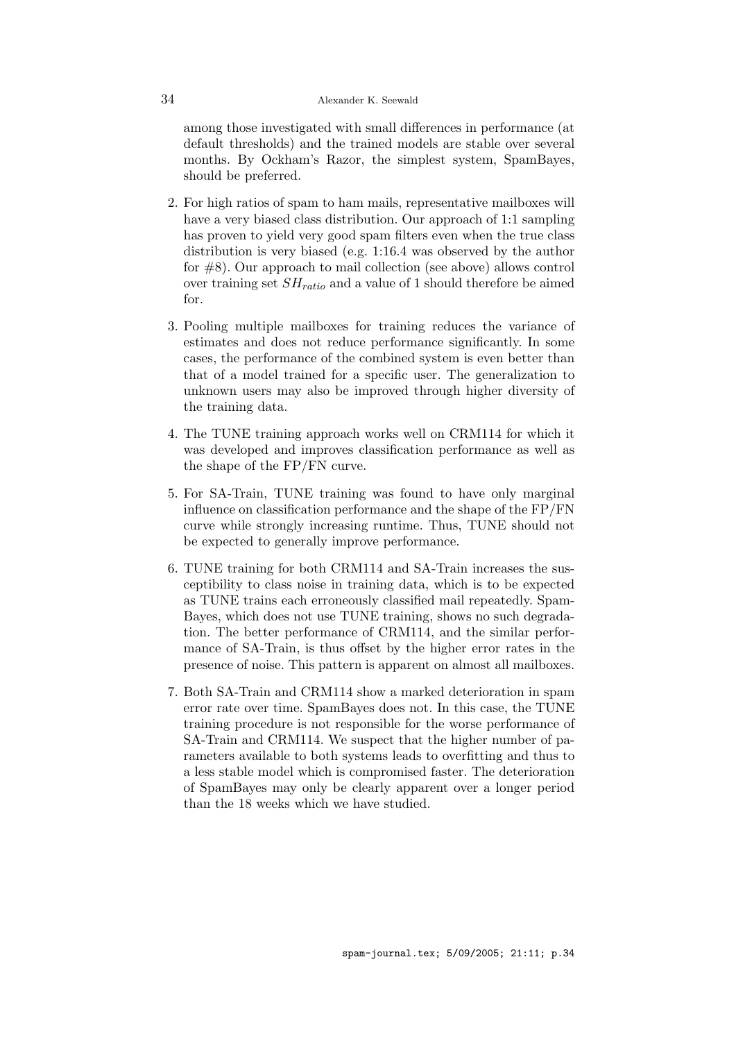among those investigated with small differences in performance (at default thresholds) and the trained models are stable over several months. By Ockham's Razor, the simplest system, SpamBayes, should be preferred.

2. For high ratios of spam to ham mails, representative mailboxes will have a very biased class distribution. Our approach of 1:1 sampling has proven to yield very good spam filters even when the true class distribution is very biased (e.g. 1:16.4 was observed by the author for #8). Our approach to mail collection (see above) allows control over training set $SH_{ratio}$ and a value of 1 should therefore be aimed for.

3. Pooling multiple mailboxes for training reduces the variance of estimates and does not reduce performance significantly. In some cases, the performance of the combined system is even better than that of a model trained for a specific user. The generalization to unknown users may also be improved through higher diversity of the training data.

4. The TUNE training approach works well on CRM114 for which it was developed and improves classification performance as well as the shape of the FP/FN curve.

5. For SA-Train, TUNE training was found to have only marginal influence on classification performance and the shape of the FP/FN curve while strongly increasing runtime. Thus, TUNE should not be expected to generally improve performance.

6. TUNE training for both CRM114 and SA-Train increases the susceptibility to class noise in training data, which is to be expected as TUNE trains each erroneously classified mail repeatedly. SpamBayes, which does not use TUNE training, shows no such degradation. The better performance of CRM114, and the similar performance of SA-Train, is thus offset by the higher error rates in the presence of noise. This pattern is apparent on almost all mailboxes.

7. Both SA-Train and CRM114 show a marked deterioration in spam error rate over time. SpamBayes does not. In this case, the TUNE training procedure is not responsible for the worse performance of SA-Train and CRM114. We suspect that the higher number of parameters available to both systems leads to overfitting and thus to a less stable model which is compromised faster. The deterioration of SpamBayes may only be clearly apparent over a longer period than the 18 weeks which we have studied.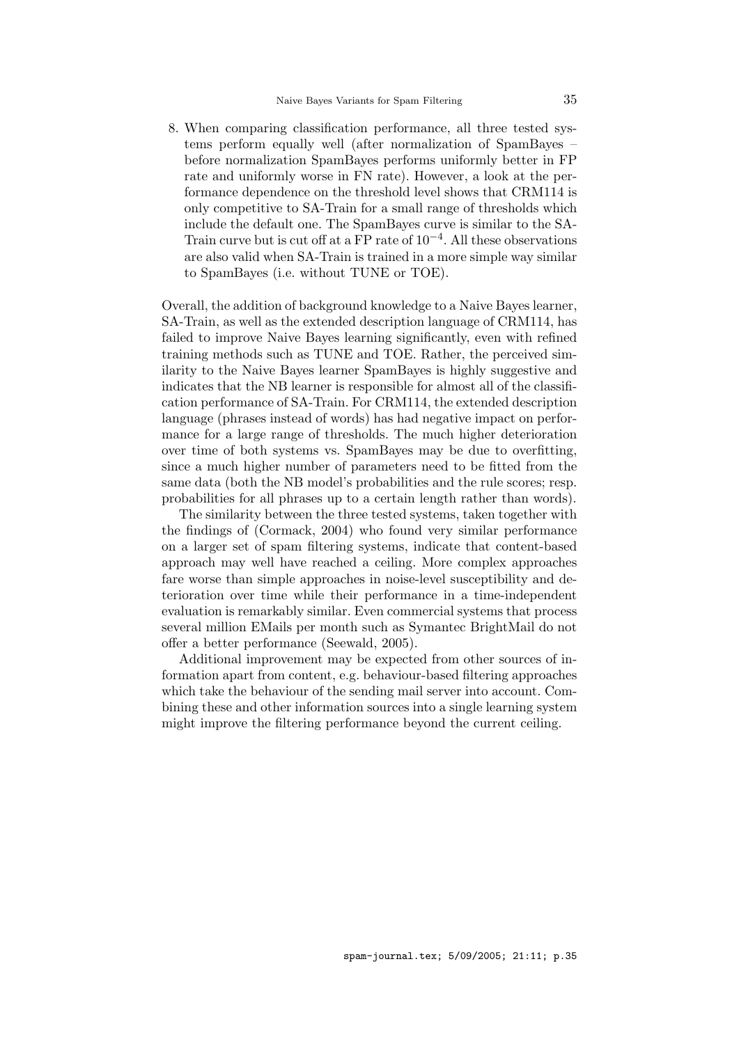8. When comparing classification performance, all three tested systems perform equally well (after normalization of SpamBayes – before normalization SpamBayes performs uniformly better in FP rate and uniformly worse in FN rate). However, a look at the performance dependence on the threshold level shows that CRM114 is only competitive to SA-Train for a small range of thresholds which include the default one. The SpamBayes curve is similar to the SA-Train curve but is cut off at a FP rate of $10^{-4}$. All these observations are also valid when SA-Train is trained in a more simple way similar to SpamBayes (i.e. without TUNE or TOE).

Overall, the addition of background knowledge to a Naive Bayes learner, SA-Train, as well as the extended description language of CRM114, has failed to improve Naive Bayes learning significantly, even with refined training methods such as TUNE and TOE. Rather, the perceived similarity to the Naive Bayes learner SpamBayes is highly suggestive and indicates that the NB learner is responsible for almost all of the classification performance of SA-Train. For CRM114, the extended description language (phrases instead of words) has had negative impact on performance for a large range of thresholds. The much higher deterioration over time of both systems vs. SpamBayes may be due to overfitting, since a much higher number of parameters need to be fitted from the same data (both the NB model's probabilities and the rule scores; resp. probabilities for all phrases up to a certain length rather than words).

The similarity between the three tested systems, taken together with the findings of (Cormack, 2004) who found very similar performance on a larger set of spam filtering systems, indicate that content-based approach may well have reached a ceiling. More complex approaches fare worse than simple approaches in noise-level susceptibility and deterioration over time while their performance in a time-independent evaluation is remarkably similar. Even commercial systems that process several million EMails per month such as Symantec BrightMail do not offer a better performance (Seewald, 2005).

Additional improvement may be expected from other sources of information apart from content, e.g. behaviour-based filtering approaches which take the behaviour of the sending mail server into account. Combining these and other information sources into a single learning system might improve the filtering performance beyond the current ceiling.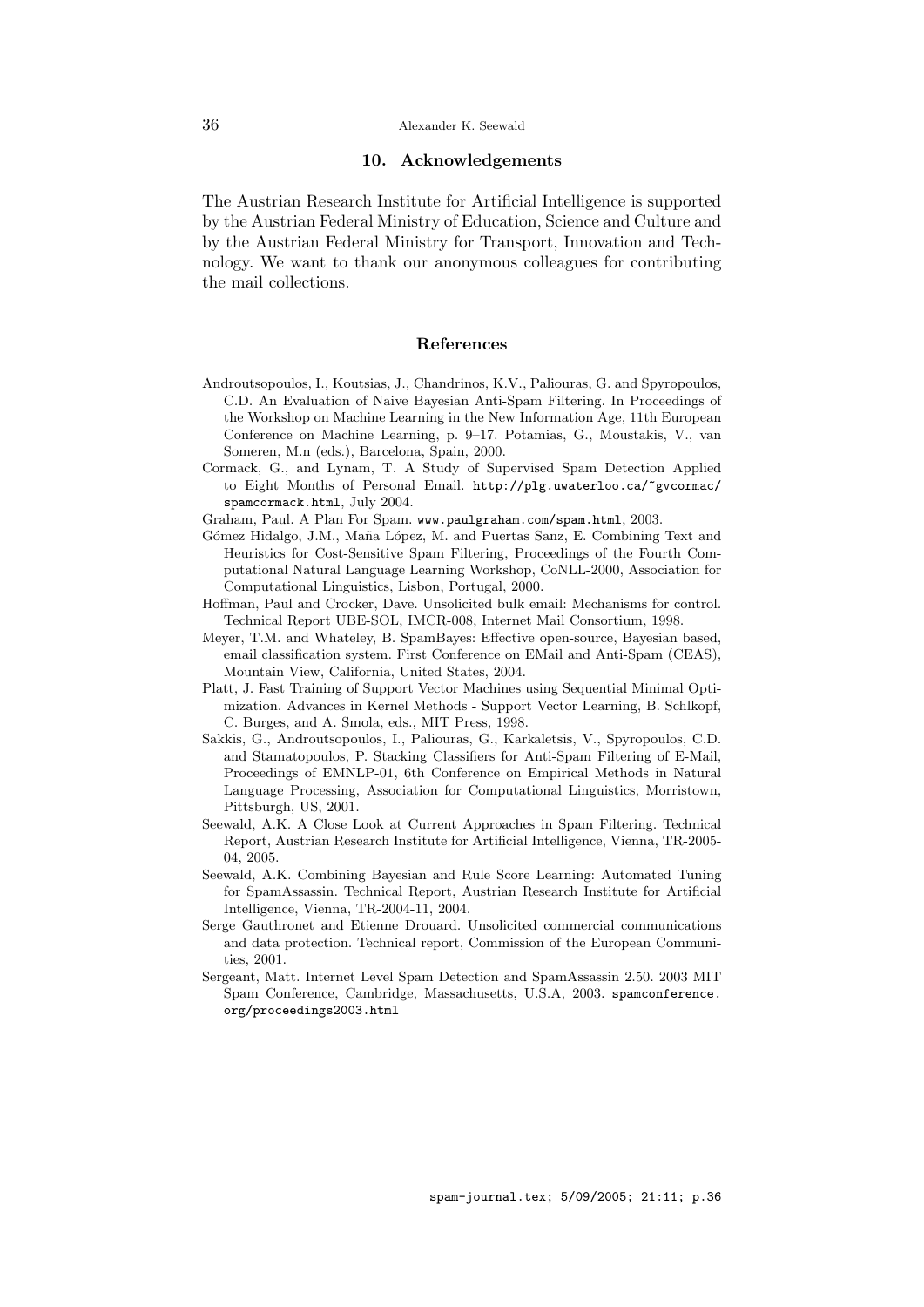## 10. Acknowledgements

The Austrian Research Institute for Artificial Intelligence is supported by the Austrian Federal Ministry of Education, Science and Culture and by the Austrian Federal Ministry for Transport, Innovation and Technology. We want to thank our anonymous colleagues for contributing the mail collections.

## References

Androutsopoulos, I., Koutsias, J., Chandrinos, K.V., Paliouras, G. and Spyropoulos, C.D. An Evaluation of Naive Bayesian Anti-Spam Filtering. In Proceedings of the Workshop on Machine Learning in the New Information Age, 11th European Conference on Machine Learning, p. 9–17. Potamias, G., Moustakis, V., van Someren, M.n (eds.), Barcelona, Spain, 2000.

Cormack, G., and Lynam, T. A Study of Supervised Spam Detection Applied to Eight Months of Personal Email. `http://plg.uwaterloo.ca/~gvcormac/spamcormack.html`, July 2004.

Graham, Paul. A Plan For Spam. `www.paulgraham.com/spam.html`, 2003.

Gómez Hidalgo, J.M., Maña López, M. and Puertas Sanz, E. Combining Text and Heuristics for Cost-Sensitive Spam Filtering, Proceedings of the Fourth Computational Natural Language Learning Workshop, CoNLL-2000, Association for Computational Linguistics, Lisbon, Portugal, 2000.

Hoffman, Paul and Crocker, Dave. Unsolicited bulk email: Mechanisms for control. Technical Report UBE-SOL, IMCR-008, Internet Mail Consortium, 1998.

Meyer, T.M. and Whateley, B. SpamBayes: Effective open-source, Bayesian based, email classification system. First Conference on EMail and Anti-Spam (CEAS), Mountain View, California, United States, 2004.

Platt, J. Fast Training of Support Vector Machines using Sequential Minimal Optimization. Advances in Kernel Methods - Support Vector Learning, B. Schlkopf, C. Burges, and A. Smola, eds., MIT Press, 1998.

Sakkis, G., Androutsopoulos, I., Paliouras, G., Karkaletsis, V., Spyropoulos, C.D. and Stamatopoulos, P. Stacking Classifiers for Anti-Spam Filtering of E-Mail, Proceedings of EMNLP-01, 6th Conference on Empirical Methods in Natural Language Processing, Association for Computational Linguistics, Morristown, Pittsburgh, US, 2001.

Seewald, A.K. A Close Look at Current Approaches in Spam Filtering. Technical Report, Austrian Research Institute for Artificial Intelligence, Vienna, TR-2005-04, 2005.

Seewald, A.K. Combining Bayesian and Rule Score Learning: Automated Tuning for SpamAssassin. Technical Report, Austrian Research Institute for Artificial Intelligence, Vienna, TR-2004-11, 2004.

Serge Gauthronet and Etienne Drouard. Unsolicited commercial communications and data protection. Technical report, Commission of the European Communities, 2001.

Sergeant, Matt. Internet Level Spam Detection and SpamAssassin 2.50. 2003 MIT Spam Conference, Cambridge, Massachusetts, U.S.A, 2003. `spamconference.org/proceedings2003.html`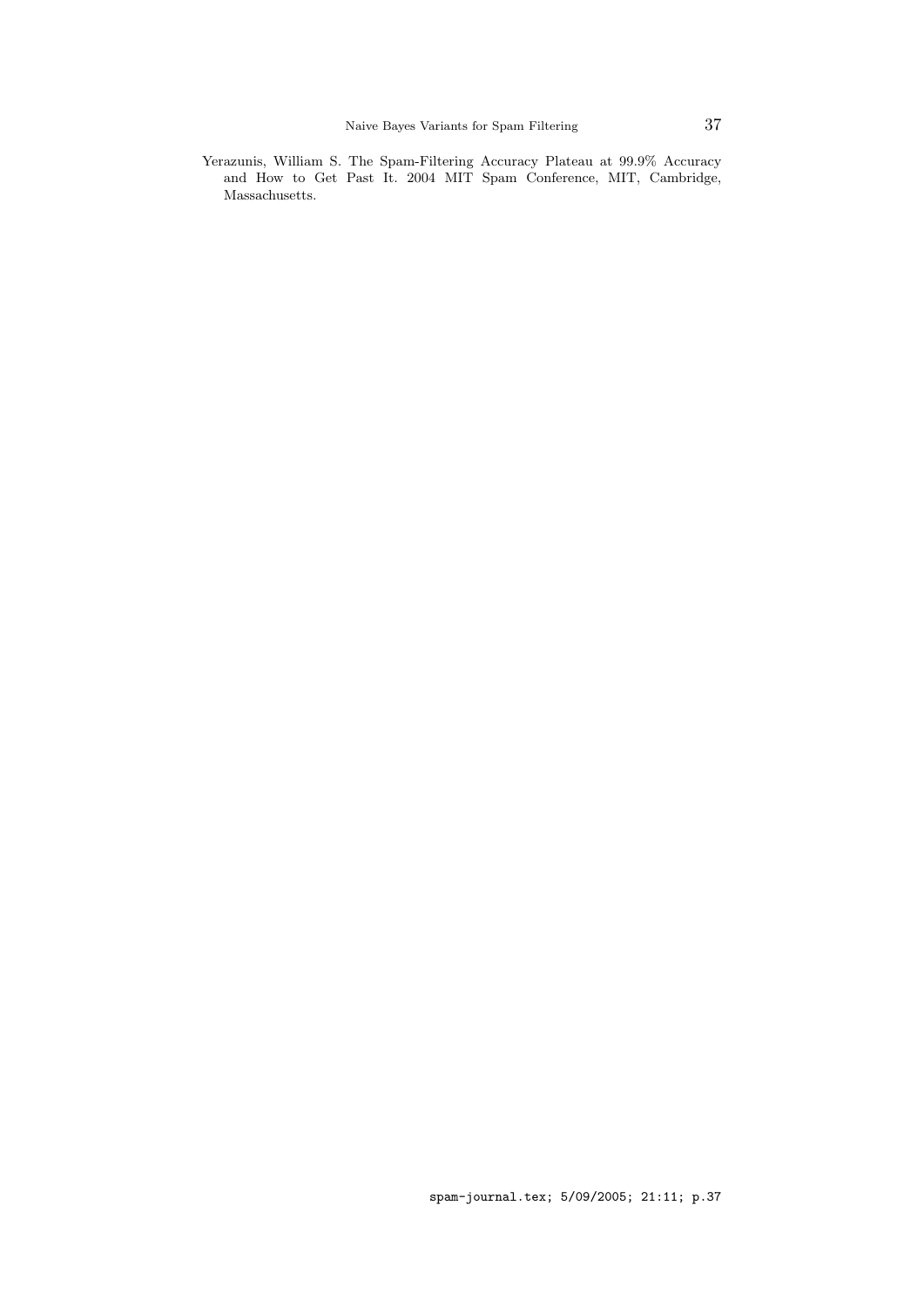Yerazunis, William S. The Spam-Filtering Accuracy Plateau at 99.9% Accuracy and How to Get Past It. 2004 MIT Spam Conference, MIT, Cambridge, Massachusetts.